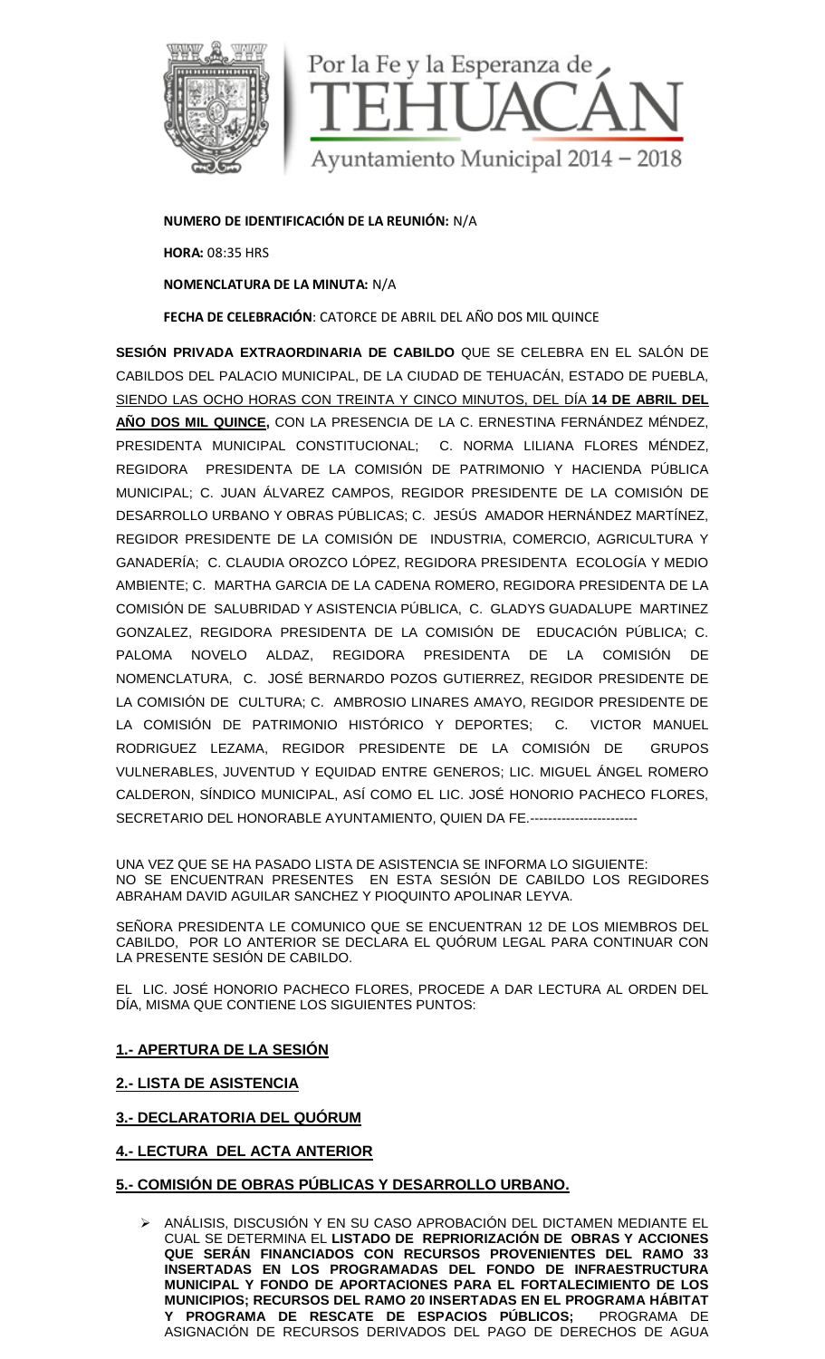Por la Fe y la Esperanza de TEHUACÁN

Ayuntamiento Municipal 2014 – 2018

**NUMERO DE IDENTIFICACIÓN DE LA REUNIÓN:** N/A

**HORA:** 08:35 HRS

**NOMENCLATURA DE LA MINUTA:** N/A

**FECHA DE CELEBRACIÓN**: CATORCE DE ABRIL DEL AÑO DOS MIL QUINCE

**SESIÓN PRIVADA EXTRAORDINARIA DE CABILDO** QUE SE CELEBRA EN EL SALÓN DE CABILDOS DEL PALACIO MUNICIPAL, DE LA CIUDAD DE TEHUACÁN, ESTADO DE PUEBLA, SIENDO LAS OCHO HORAS CON TREINTA Y CINCO MINUTOS, DEL DÍA **14 DE ABRIL DEL AÑO DOS MIL QUINCE,** CON LA PRESENCIA DE LA C. ERNESTINA FERNÁNDEZ MÉNDEZ, PRESIDENTA MUNICIPAL CONSTITUCIONAL; C. NORMA LILIANA FLORES MÉNDEZ, REGIDORA PRESIDENTA DE LA COMISIÓN DE PATRIMONIO Y HACIENDA PÚBLICA MUNICIPAL; C. JUAN ÁLVAREZ CAMPOS, REGIDOR PRESIDENTE DE LA COMISIÓN DE DESARROLLO URBANO Y OBRAS PÚBLICAS; C. JESÚS AMADOR HERNÁNDEZ MARTÍNEZ, REGIDOR PRESIDENTE DE LA COMISIÓN DE INDUSTRIA, COMERCIO, AGRICULTURA Y GANADERÍA; C. CLAUDIA OROZCO LÓPEZ, REGIDORA PRESIDENTA ECOLOGÍA Y MEDIO AMBIENTE; C. MARTHA GARCIA DE LA CADENA ROMERO, REGIDORA PRESIDENTA DE LA COMISIÓN DE SALUBRIDAD Y ASISTENCIA PÚBLICA, C. GLADYS GUADALUPE MARTINEZ GONZALEZ, REGIDORA PRESIDENTA DE LA COMISIÓN DE EDUCACIÓN PÚBLICA; C. PALOMA NOVELO ALDAZ, REGIDORA PRESIDENTA DE LA COMISIÓN DE NOMENCLATURA, C. JOSÉ BERNARDO POZOS GUTIERREZ, REGIDOR PRESIDENTE DE LA COMISIÓN DE CULTURA; C. AMBROSIO LINARES AMAYO, REGIDOR PRESIDENTE DE LA COMISIÓN DE PATRIMONIO HISTÓRICO Y DEPORTES; C. VICTOR MANUEL RODRIGUEZ LEZAMA, REGIDOR PRESIDENTE DE LA COMISIÓN DE GRUPOS VULNERABLES, JUVENTUD Y EQUIDAD ENTRE GENEROS; LIC. MIGUEL ÁNGEL ROMERO CALDERON, SÍNDICO MUNICIPAL, ASÍ COMO EL LIC. JOSÉ HONORIO PACHECO FLORES, SECRETARIO DEL HONORABLE AYUNTAMIENTO, QUIEN DA FE.------------------------

UNA VEZ QUE SE HA PASADO LISTA DE ASISTENCIA SE INFORMA LO SIGUIENTE: NO SE ENCUENTRAN PRESENTES EN ESTA SESIÓN DE CABILDO LOS REGIDORES ABRAHAM DAVID AGUILAR SANCHEZ Y PIOQUINTO APOLINAR LEYVA.

SEÑORA PRESIDENTA LE COMUNICO QUE SE ENCUENTRAN 12 DE LOS MIEMBROS DEL CABILDO, POR LO ANTERIOR SE DECLARA EL QUÓRUM LEGAL PARA CONTINUAR CON LA PRESENTE SESIÓN DE CABILDO.

EL LIC. JOSÉ HONORIO PACHECO FLORES, PROCEDE A DAR LECTURA AL ORDEN DEL DÍA, MISMA QUE CONTIENE LOS SIGUIENTES PUNTOS:

**1.- APERTURA DE LA SESIÓN**

**2.- LISTA DE ASISTENCIA**

**3.- DECLARATORIA DEL QUÓRUM**

**4.- LECTURA DEL ACTA ANTERIOR**

**5.- COMISIÓN DE OBRAS PÚBLICAS Y DESARROLLO URBANO.**

- ANÁLISIS, DISCUSIÓN Y EN SU CASO APROBACIÓN DEL DICTAMEN MEDIANTE EL CUAL SE DETERMINA EL **LISTADO DE REPRIORIZACIÓN DE OBRAS Y ACCIONES QUE SERÁN FINANCIADOS CON RECURSOS PROVENIENTES DEL RAMO 33 INSERTADAS EN LOS PROGRAMADAS DEL FONDO DE INFRAESTRUCTURA MUNICIPAL Y FONDO DE APORTACIONES PARA EL FORTALECIMIENTO DE LOS MUNICIPIOS; RECURSOS DEL RAMO 20 INSERTADAS EN EL PROGRAMA HÁBITAT Y PROGRAMA DE RESCATE DE ESPACIOS PÚBLICOS;** PROGRAMA DE ASIGNACIÓN DE RECURSOS DERIVADOS DEL PAGO DE DERECHOS DE AGUA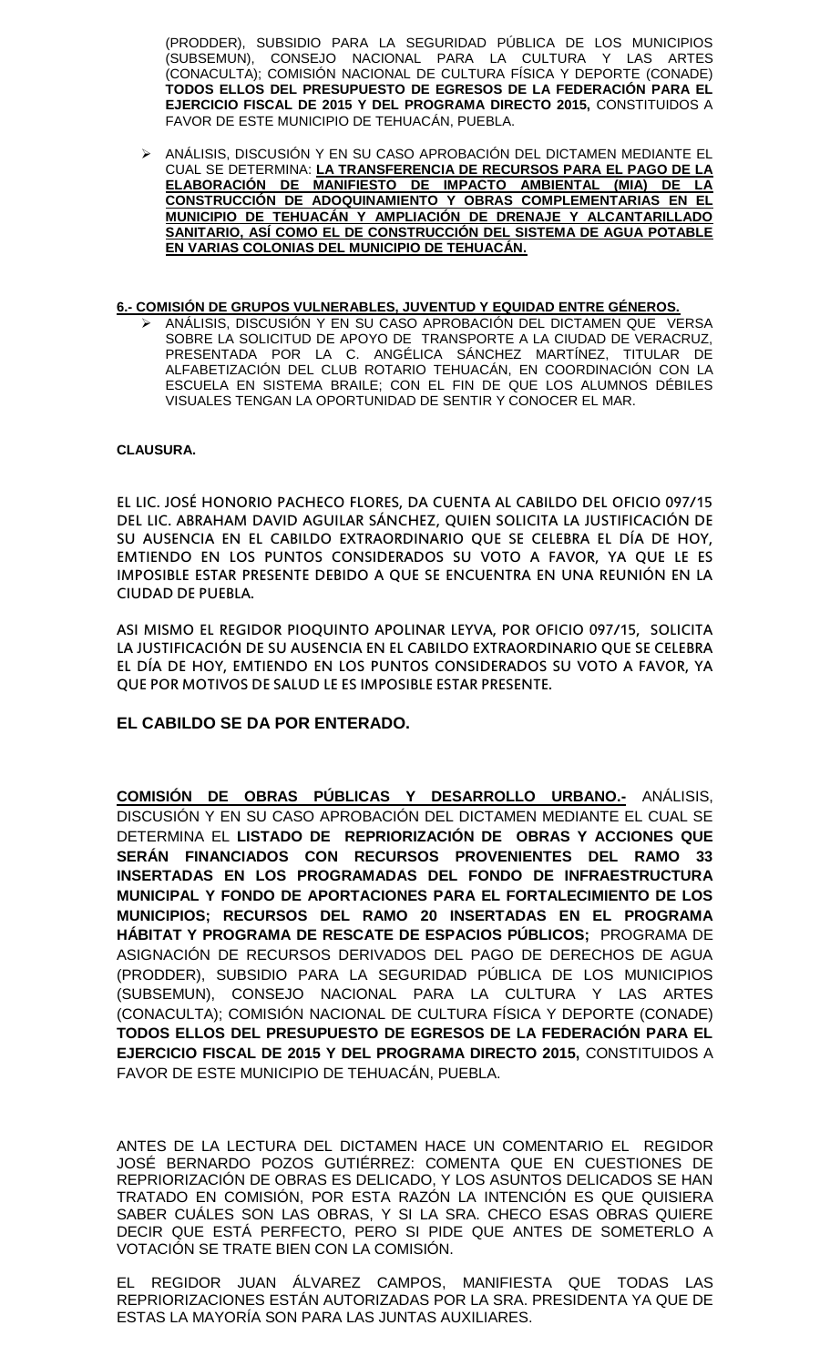(PRODDER), SUBSIDIO PARA LA SEGURIDAD PÚBLICA DE LOS MUNICIPIOS (SUBSEMUN), CONSEJO NACIONAL PARA LA CULTURA Y LAS ARTES (CONACULTA); COMISIÓN NACIONAL DE CULTURA FÍSICA Y DEPORTE (CONADE) **TODOS ELLOS DEL PRESUPUESTO DE EGRESOS DE LA FEDERACIÓN PARA EL EJERCICIO FISCAL DE 2015 Y DEL PROGRAMA DIRECTO 2015,** CONSTITUIDOS A FAVOR DE ESTE MUNICIPIO DE TEHUACÁN, PUEBLA.

- ANÁLISIS, DISCUSIÓN Y EN SU CASO APROBACIÓN DEL DICTAMEN MEDIANTE EL CUAL SE DETERMINA: **LA TRANSFERENCIA DE RECURSOS PARA EL PAGO DE LA ELABORACIÓN DE MANIFIESTO DE IMPACTO AMBIENTAL (MIA) DE LA CONSTRUCCIÓN DE ADOQUINAMIENTO Y OBRAS COMPLEMENTARIAS EN EL MUNICIPIO DE TEHUACÁN Y AMPLIACIÓN DE DRENAJE Y ALCANTARILLADO SANITARIO, ASÍ COMO EL DE CONSTRUCCIÓN DEL SISTEMA DE AGUA POTABLE EN VARIAS COLONIAS DEL MUNICIPIO DE TEHUACÁN.**

**6.- COMISIÓN DE GRUPOS VULNERABLES, JUVENTUD Y EQUIDAD ENTRE GÉNEROS.**

- ANÁLISIS, DISCUSIÓN Y EN SU CASO APROBACIÓN DEL DICTAMEN QUE VERSA SOBRE LA SOLICITUD DE APOYO DE TRANSPORTE A LA CIUDAD DE VERACRUZ, PRESENTADA POR LA C. ANGÉLICA SÁNCHEZ MARTÍNEZ, TITULAR DE ALFABETIZACIÓN DEL CLUB ROTARIO TEHUACÁN, EN COORDINACIÓN CON LA ESCUELA EN SISTEMA BRAILE; CON EL FIN DE QUE LOS ALUMNOS DÉBILES VISUALES TENGAN LA OPORTUNIDAD DE SENTIR Y CONOCER EL MAR.

**CLAUSURA.**

EL LIC. JOSÉ HONORIO PACHECO FLORES, DA CUENTA AL CABILDO DEL OFICIO 097/15 DEL LIC. ABRAHAM DAVID AGUILAR SÁNCHEZ, QUIEN SOLICITA LA JUSTIFICACIÓN DE SU AUSENCIA EN EL CABILDO EXTRAORDINARIO QUE SE CELEBRA EL DÍA DE HOY, EMTIENDO EN LOS PUNTOS CONSIDERADOS SU VOTO A FAVOR, YA QUE LE ES IMPOSIBLE ESTAR PRESENTE DEBIDO A QUE SE ENCUENTRA EN UNA REUNIÓN EN LA CIUDAD DE PUEBLA.

ASI MISMO EL REGIDOR PIOQUINTO APOLINAR LEYVA, POR OFICIO 097/15, SOLICITA LA JUSTIFICACIÓN DE SU AUSENCIA EN EL CABILDO EXTRAORDINARIO QUE SE CELEBRA EL DÍA DE HOY, EMTIENDO EN LOS PUNTOS CONSIDERADOS SU VOTO A FAVOR, YA QUE POR MOTIVOS DE SALUD LE ES IMPOSIBLE ESTAR PRESENTE.

**EL CABILDO SE DA POR ENTERADO.**

**COMISIÓN DE OBRAS PÚBLICAS Y DESARROLLO URBANO.-** ANÁLISIS, DISCUSIÓN Y EN SU CASO APROBACIÓN DEL DICTAMEN MEDIANTE EL CUAL SE DETERMINA EL **LISTADO DE REPRIORIZACIÓN DE OBRAS Y ACCIONES QUE SERÁN FINANCIADOS CON RECURSOS PROVENIENTES DEL RAMO 33 INSERTADAS EN LOS PROGRAMADAS DEL FONDO DE INFRAESTRUCTURA MUNICIPAL Y FONDO DE APORTACIONES PARA EL FORTALECIMIENTO DE LOS MUNICIPIOS; RECURSOS DEL RAMO 20 INSERTADAS EN EL PROGRAMA HÁBITAT Y PROGRAMA DE RESCATE DE ESPACIOS PÚBLICOS;** PROGRAMA DE ASIGNACIÓN DE RECURSOS DERIVADOS DEL PAGO DE DERECHOS DE AGUA (PRODDER), SUBSIDIO PARA LA SEGURIDAD PÚBLICA DE LOS MUNICIPIOS (SUBSEMUN), CONSEJO NACIONAL PARA LA CULTURA Y LAS ARTES (CONACULTA); COMISIÓN NACIONAL DE CULTURA FÍSICA Y DEPORTE (CONADE) **TODOS ELLOS DEL PRESUPUESTO DE EGRESOS DE LA FEDERACIÓN PARA EL EJERCICIO FISCAL DE 2015 Y DEL PROGRAMA DIRECTO 2015,** CONSTITUIDOS A FAVOR DE ESTE MUNICIPIO DE TEHUACÁN, PUEBLA.

ANTES DE LA LECTURA DEL DICTAMEN HACE UN COMENTARIO EL REGIDOR JOSÉ BERNARDO POZOS GUTIÉRREZ: COMENTA QUE EN CUESTIONES DE REPRIORIZACIÓN DE OBRAS ES DELICADO, Y LOS ASUNTOS DELICADOS SE HAN TRATADO EN COMISIÓN, POR ESTA RAZÓN LA INTENCIÓN ES QUE QUISIERA SABER CUÁLES SON LAS OBRAS, Y SI LA SRA. CHECO ESAS OBRAS QUIERE DECIR QUE ESTÁ PERFECTO, PERO SI PIDE QUE ANTES DE SOMETERLO A VOTACIÓN SE TRATE BIEN CON LA COMISIÓN.

EL REGIDOR JUAN ÁLVAREZ CAMPOS, MANIFIESTA QUE TODAS LAS REPRIORIZACIONES ESTÁN AUTORIZADAS POR LA SRA. PRESIDENTA YA QUE DE ESTAS LA MAYORÍA SON PARA LAS JUNTAS AUXILIARES.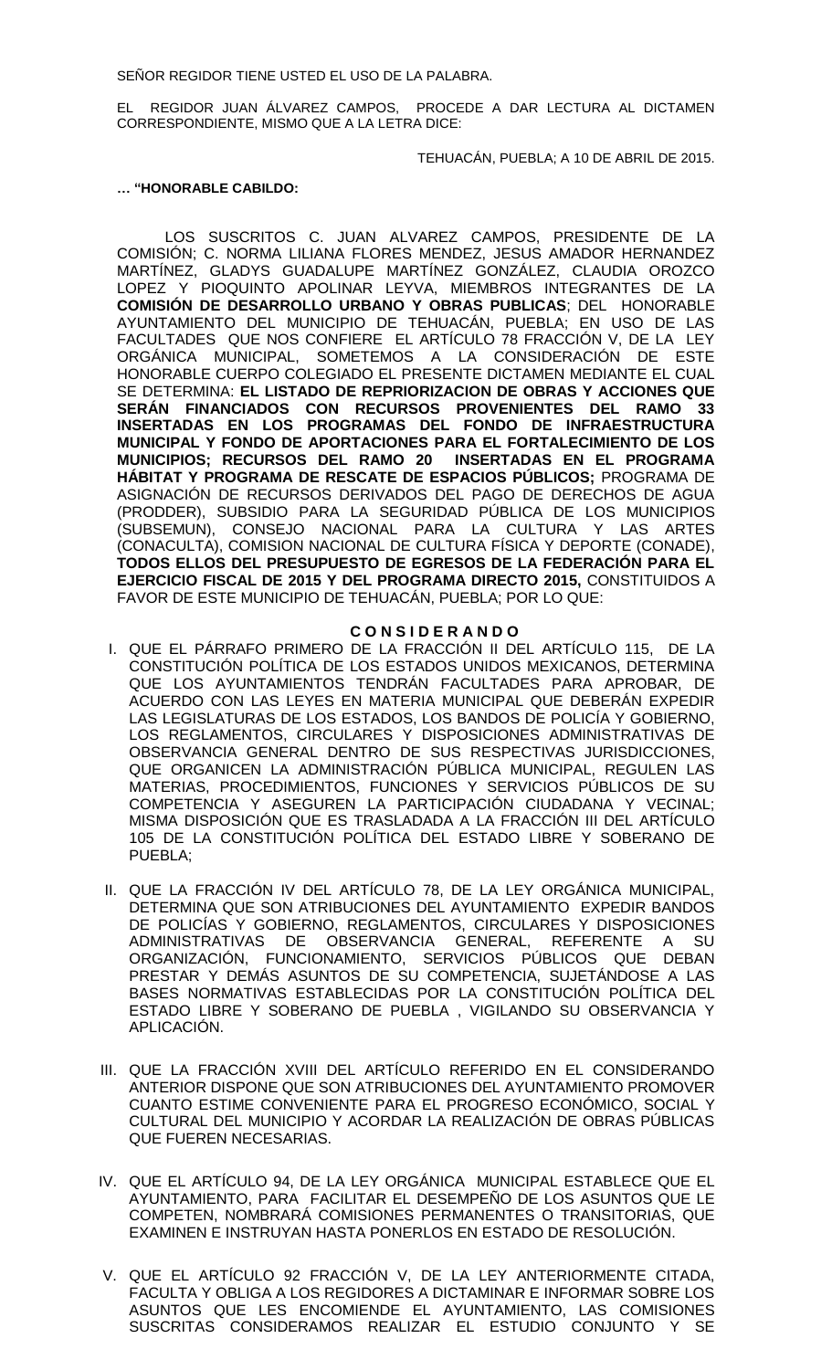SEÑOR REGIDOR TIENE USTED EL USO DE LA PALABRA.

EL REGIDOR JUAN ÁLVAREZ CAMPOS, PROCEDE A DAR LECTURA AL DICTAMEN CORRESPONDIENTE, MISMO QUE A LA LETRA DICE:

TEHUACÁN, PUEBLA; A 10 DE ABRIL DE 2015.

**… "HONORABLE CABILDO:**

LOS SUSCRITOS C. JUAN ALVAREZ CAMPOS, PRESIDENTE DE LA COMISIÓN; C. NORMA LILIANA FLORES MENDEZ, JESUS AMADOR HERNANDEZ MARTÍNEZ, GLADYS GUADALUPE MARTÍNEZ GONZÁLEZ, CLAUDIA OROZCO LOPEZ Y PIOQUINTO APOLINAR LEYVA, MIEMBROS INTEGRANTES DE LA **COMISIÓN DE DESARROLLO URBANO Y OBRAS PUBLICAS**; DEL HONORABLE AYUNTAMIENTO DEL MUNICIPIO DE TEHUACÁN, PUEBLA; EN USO DE LAS FACULTADES QUE NOS CONFIERE EL ARTÍCULO 78 FRACCIÓN V, DE LA LEY ORGÁNICA MUNICIPAL, SOMETEMOS A LA CONSIDERACIÓN DE ESTE HONORABLE CUERPO COLEGIADO EL PRESENTE DICTAMEN MEDIANTE EL CUAL SE DETERMINA: **EL LISTADO DE REPRIORIZACION DE OBRAS Y ACCIONES QUE SERÁN FINANCIADOS CON RECURSOS PROVENIENTES DEL RAMO 33 INSERTADAS EN LOS PROGRAMAS DEL FONDO DE INFRAESTRUCTURA MUNICIPAL Y FONDO DE APORTACIONES PARA EL FORTALECIMIENTO DE LOS MUNICIPIOS; RECURSOS DEL RAMO 20 INSERTADAS EN EL PROGRAMA HÁBITAT Y PROGRAMA DE RESCATE DE ESPACIOS PÚBLICOS;** PROGRAMA DE ASIGNACIÓN DE RECURSOS DERIVADOS DEL PAGO DE DERECHOS DE AGUA (PRODDER), SUBSIDIO PARA LA SEGURIDAD PÚBLICA DE LOS MUNICIPIOS (SUBSEMUN), CONSEJO NACIONAL PARA LA CULTURA Y LAS ARTES (CONACULTA), COMISION NACIONAL DE CULTURA FÍSICA Y DEPORTE (CONADE), **TODOS ELLOS DEL PRESUPUESTO DE EGRESOS DE LA FEDERACIÓN PARA EL EJERCICIO FISCAL DE 2015 Y DEL PROGRAMA DIRECTO 2015,** CONSTITUIDOS A FAVOR DE ESTE MUNICIPIO DE TEHUACÁN, PUEBLA; POR LO QUE:

**C O N S I D E R A N D O**

I. QUE EL PÁRRAFO PRIMERO DE LA FRACCIÓN II DEL ARTÍCULO 115, DE LA CONSTITUCIÓN POLÍTICA DE LOS ESTADOS UNIDOS MEXICANOS, DETERMINA QUE LOS AYUNTAMIENTOS TENDRÁN FACULTADES PARA APROBAR, DE ACUERDO CON LAS LEYES EN MATERIA MUNICIPAL QUE DEBERÁN EXPEDIR LAS LEGISLATURAS DE LOS ESTADOS, LOS BANDOS DE POLICÍA Y GOBIERNO, LOS REGLAMENTOS, CIRCULARES Y DISPOSICIONES ADMINISTRATIVAS DE OBSERVANCIA GENERAL DENTRO DE SUS RESPECTIVAS JURISDICCIONES, QUE ORGANICEN LA ADMINISTRACIÓN PÚBLICA MUNICIPAL, REGULEN LAS MATERIAS, PROCEDIMIENTOS, FUNCIONES Y SERVICIOS PÚBLICOS DE SU COMPETENCIA Y ASEGUREN LA PARTICIPACIÓN CIUDADANA Y VECINAL; MISMA DISPOSICIÓN QUE ES TRASLADADA A LA FRACCIÓN III DEL ARTÍCULO 105 DE LA CONSTITUCIÓN POLÍTICA DEL ESTADO LIBRE Y SOBERANO DE PUEBLA;

II. QUE LA FRACCIÓN IV DEL ARTÍCULO 78, DE LA LEY ORGÁNICA MUNICIPAL, DETERMINA QUE SON ATRIBUCIONES DEL AYUNTAMIENTO EXPEDIR BANDOS DE POLICÍAS Y GOBIERNO, REGLAMENTOS, CIRCULARES Y DISPOSICIONES ADMINISTRATIVAS DE OBSERVANCIA GENERAL, REFERENTE A SU ORGANIZACIÓN, FUNCIONAMIENTO, SERVICIOS PÚBLICOS QUE DEBAN PRESTAR Y DEMÁS ASUNTOS DE SU COMPETENCIA, SUJETÁNDOSE A LAS BASES NORMATIVAS ESTABLECIDAS POR LA CONSTITUCIÓN POLÍTICA DEL ESTADO LIBRE Y SOBERANO DE PUEBLA , VIGILANDO SU OBSERVANCIA Y APLICACIÓN.

III. QUE LA FRACCIÓN XVIII DEL ARTÍCULO REFERIDO EN EL CONSIDERANDO ANTERIOR DISPONE QUE SON ATRIBUCIONES DEL AYUNTAMIENTO PROMOVER CUANTO ESTIME CONVENIENTE PARA EL PROGRESO ECONÓMICO, SOCIAL Y CULTURAL DEL MUNICIPIO Y ACORDAR LA REALIZACIÓN DE OBRAS PÚBLICAS QUE FUEREN NECESARIAS.

IV. QUE EL ARTÍCULO 94, DE LA LEY ORGÁNICA MUNICIPAL ESTABLECE QUE EL AYUNTAMIENTO, PARA FACILITAR EL DESEMPEÑO DE LOS ASUNTOS QUE LE COMPETEN, NOMBRARÁ COMISIONES PERMANENTES O TRANSITORIAS, QUE EXAMINEN E INSTRUYAN HASTA PONERLOS EN ESTADO DE RESOLUCIÓN.

V. QUE EL ARTÍCULO 92 FRACCIÓN V, DE LA LEY ANTERIORMENTE CITADA, FACULTA Y OBLIGA A LOS REGIDORES A DICTAMINAR E INFORMAR SOBRE LOS ASUNTOS QUE LES ENCOMIENDE EL AYUNTAMIENTO, LAS COMISIONES SUSCRITAS CONSIDERAMOS REALIZAR EL ESTUDIO CONJUNTO Y SE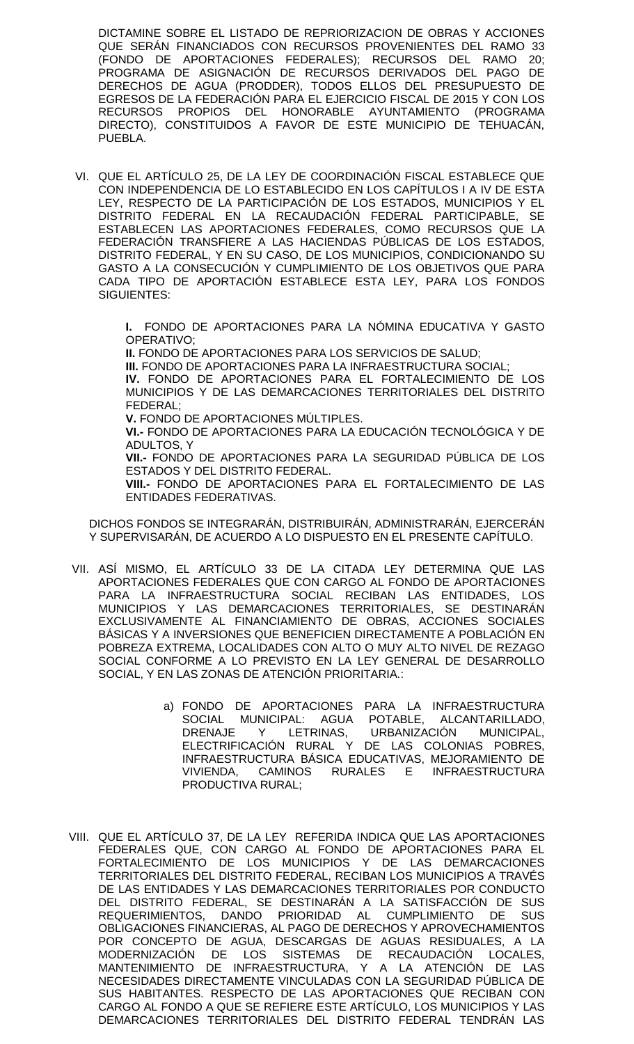DICTAMINE SOBRE EL LISTADO DE REPRIORIZACION DE OBRAS Y ACCIONES QUE SERÁN FINANCIADOS CON RECURSOS PROVENIENTES DEL RAMO 33 (FONDO DE APORTACIONES FEDERALES); RECURSOS DEL RAMO 20; PROGRAMA DE ASIGNACIÓN DE RECURSOS DERIVADOS DEL PAGO DE DERECHOS DE AGUA (PRODDER), TODOS ELLOS DEL PRESUPUESTO DE EGRESOS DE LA FEDERACIÓN PARA EL EJERCICIO FISCAL DE 2015 Y CON LOS RECURSOS PROPIOS DEL HONORABLE AYUNTAMIENTO (PROGRAMA DIRECTO), CONSTITUIDOS A FAVOR DE ESTE MUNICIPIO DE TEHUACÁN, PUEBLA.

VI. QUE EL ARTÍCULO 25, DE LA LEY DE COORDINACIÓN FISCAL ESTABLECE QUE CON INDEPENDENCIA DE LO ESTABLECIDO EN LOS CAPÍTULOS I A IV DE ESTA LEY, RESPECTO DE LA PARTICIPACIÓN DE LOS ESTADOS, MUNICIPIOS Y EL DISTRITO FEDERAL EN LA RECAUDACIÓN FEDERAL PARTICIPABLE, SE ESTABLECEN LAS APORTACIONES FEDERALES, COMO RECURSOS QUE LA FEDERACIÓN TRANSFIERE A LAS HACIENDAS PÚBLICAS DE LOS ESTADOS, DISTRITO FEDERAL, Y EN SU CASO, DE LOS MUNICIPIOS, CONDICIONANDO SU GASTO A LA CONSECUCIÓN Y CUMPLIMIENTO DE LOS OBJETIVOS QUE PARA CADA TIPO DE APORTACIÓN ESTABLECE ESTA LEY, PARA LOS FONDOS SIGUIENTES:

**I.** FONDO DE APORTACIONES PARA LA NÓMINA EDUCATIVA Y GASTO OPERATIVO;
**II.** FONDO DE APORTACIONES PARA LOS SERVICIOS DE SALUD;
**III.** FONDO DE APORTACIONES PARA LA INFRAESTRUCTURA SOCIAL;
**IV.** FONDO DE APORTACIONES PARA EL FORTALECIMIENTO DE LOS MUNICIPIOS Y DE LAS DEMARCACIONES TERRITORIALES DEL DISTRITO FEDERAL;
**V.** FONDO DE APORTACIONES MÚLTIPLES.
**VI.-** FONDO DE APORTACIONES PARA LA EDUCACIÓN TECNOLÓGICA Y DE ADULTOS, Y
**VII.-** FONDO DE APORTACIONES PARA LA SEGURIDAD PÚBLICA DE LOS ESTADOS Y DEL DISTRITO FEDERAL.
**VIII.-** FONDO DE APORTACIONES PARA EL FORTALECIMIENTO DE LAS ENTIDADES FEDERATIVAS.

DICHOS FONDOS SE INTEGRARÁN, DISTRIBUIRÁN, ADMINISTRARÁN, EJERCERÁN Y SUPERVISARÁN, DE ACUERDO A LO DISPUESTO EN EL PRESENTE CAPÍTULO.

VII. ASÍ MISMO, EL ARTÍCULO 33 DE LA CITADA LEY DETERMINA QUE LAS APORTACIONES FEDERALES QUE CON CARGO AL FONDO DE APORTACIONES PARA LA INFRAESTRUCTURA SOCIAL RECIBAN LAS ENTIDADES, LOS MUNICIPIOS Y LAS DEMARCACIONES TERRITORIALES, SE DESTINARÁN EXCLUSIVAMENTE AL FINANCIAMIENTO DE OBRAS, ACCIONES SOCIALES BÁSICAS Y A INVERSIONES QUE BENEFICIEN DIRECTAMENTE A POBLACIÓN EN POBREZA EXTREMA, LOCALIDADES CON ALTO O MUY ALTO NIVEL DE REZAGO SOCIAL CONFORME A LO PREVISTO EN LA LEY GENERAL DE DESARROLLO SOCIAL, Y EN LAS ZONAS DE ATENCIÓN PRIORITARIA.:

a) FONDO DE APORTACIONES PARA LA INFRAESTRUCTURA SOCIAL MUNICIPAL: AGUA POTABLE, ALCANTARILLADO, DRENAJE Y LETRINAS, URBANIZACIÓN MUNICIPAL, ELECTRIFICACIÓN RURAL Y DE LAS COLONIAS POBRES, INFRAESTRUCTURA BÁSICA EDUCATIVAS, MEJORAMIENTO DE VIVIENDA, CAMINOS RURALES E INFRAESTRUCTURA PRODUCTIVA RURAL;

VIII. QUE EL ARTÍCULO 37, DE LA LEY REFERIDA INDICA QUE LAS APORTACIONES FEDERALES QUE, CON CARGO AL FONDO DE APORTACIONES PARA EL FORTALECIMIENTO DE LOS MUNICIPIOS Y DE LAS DEMARCACIONES TERRITORIALES DEL DISTRITO FEDERAL, RECIBAN LOS MUNICIPIOS A TRAVÉS DE LAS ENTIDADES Y LAS DEMARCACIONES TERRITORIALES POR CONDUCTO DEL DISTRITO FEDERAL, SE DESTINARÁN A LA SATISFACCIÓN DE SUS REQUERIMIENTOS, DANDO PRIORIDAD AL CUMPLIMIENTO DE SUS OBLIGACIONES FINANCIERAS, AL PAGO DE DERECHOS Y APROVECHAMIENTOS POR CONCEPTO DE AGUA, DESCARGAS DE AGUAS RESIDUALES, A LA MODERNIZACIÓN DE LOS SISTEMAS DE RECAUDACIÓN LOCALES, MANTENIMIENTO DE INFRAESTRUCTURA, Y A LA ATENCIÓN DE LAS NECESIDADES DIRECTAMENTE VINCULADAS CON LA SEGURIDAD PÚBLICA DE SUS HABITANTES. RESPECTO DE LAS APORTACIONES QUE RECIBAN CON CARGO AL FONDO A QUE SE REFIERE ESTE ARTÍCULO, LOS MUNICIPIOS Y LAS DEMARCACIONES TERRITORIALES DEL DISTRITO FEDERAL TENDRÁN LAS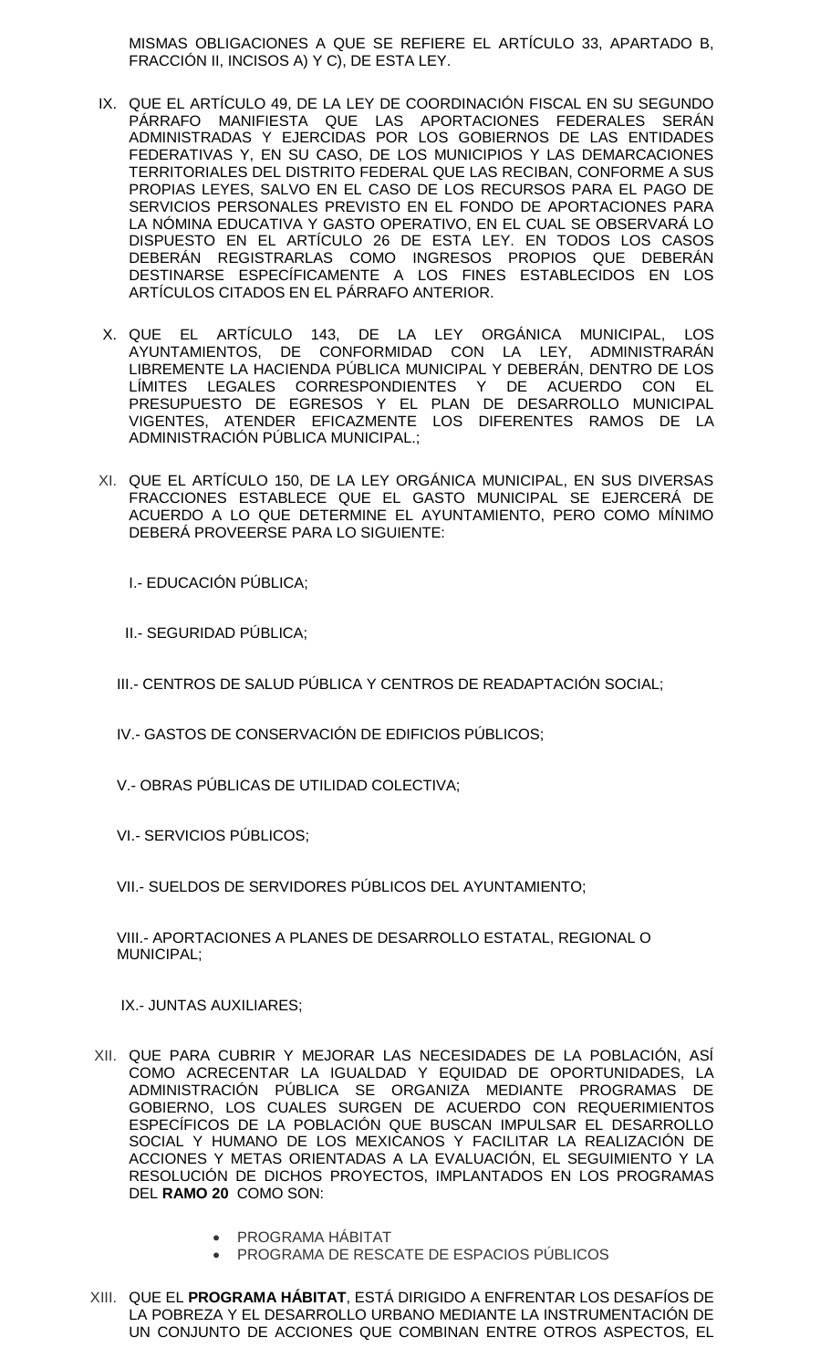MISMAS OBLIGACIONES A QUE SE REFIERE EL ARTÍCULO 33, APARTADO B, FRACCIÓN II, INCISOS A) Y C), DE ESTA LEY.

IX. QUE EL ARTÍCULO 49, DE LA LEY DE COORDINACIÓN FISCAL EN SU SEGUNDO PÁRRAFO MANIFIESTA QUE LAS APORTACIONES FEDERALES SERÁN ADMINISTRADAS Y EJERCIDAS POR LOS GOBIERNOS DE LAS ENTIDADES FEDERATIVAS Y, EN SU CASO, DE LOS MUNICIPIOS Y LAS DEMARCACIONES TERRITORIALES DEL DISTRITO FEDERAL QUE LAS RECIBAN, CONFORME A SUS PROPIAS LEYES, SALVO EN EL CASO DE LOS RECURSOS PARA EL PAGO DE SERVICIOS PERSONALES PREVISTO EN EL FONDO DE APORTACIONES PARA LA NÓMINA EDUCATIVA Y GASTO OPERATIVO, EN EL CUAL SE OBSERVARÁ LO DISPUESTO EN EL ARTÍCULO 26 DE ESTA LEY. EN TODOS LOS CASOS DEBERÁN REGISTRARLAS COMO INGRESOS PROPIOS QUE DEBERÁN DESTINARSE ESPECÍFICAMENTE A LOS FINES ESTABLECIDOS EN LOS ARTÍCULOS CITADOS EN EL PÁRRAFO ANTERIOR.

X. QUE EL ARTÍCULO 143, DE LA LEY ORGÁNICA MUNICIPAL, LOS AYUNTAMIENTOS, DE CONFORMIDAD CON LA LEY, ADMINISTRARÁN LIBREMENTE LA HACIENDA PÚBLICA MUNICIPAL Y DEBERÁN, DENTRO DE LOS LÍMITES LEGALES CORRESPONDIENTES Y DE ACUERDO CON EL PRESUPUESTO DE EGRESOS Y EL PLAN DE DESARROLLO MUNICIPAL VIGENTES, ATENDER EFICAZMENTE LOS DIFERENTES RAMOS DE LA ADMINISTRACIÓN PÚBLICA MUNICIPAL.;

XI. QUE EL ARTÍCULO 150, DE LA LEY ORGÁNICA MUNICIPAL, EN SUS DIVERSAS FRACCIONES ESTABLECE QUE EL GASTO MUNICIPAL SE EJERCERÁ DE ACUERDO A LO QUE DETERMINE EL AYUNTAMIENTO, PERO COMO MÍNIMO DEBERÁ PROVEERSE PARA LO SIGUIENTE:

I.- EDUCACIÓN PÚBLICA;

II.- SEGURIDAD PÚBLICA;

III.- CENTROS DE SALUD PÚBLICA Y CENTROS DE READAPTACIÓN SOCIAL;

IV.- GASTOS DE CONSERVACIÓN DE EDIFICIOS PÚBLICOS;

V.- OBRAS PÚBLICAS DE UTILIDAD COLECTIVA;

VI.- SERVICIOS PÚBLICOS;

VII.- SUELDOS DE SERVIDORES PÚBLICOS DEL AYUNTAMIENTO;

VIII.- APORTACIONES A PLANES DE DESARROLLO ESTATAL, REGIONAL O MUNICIPAL;

IX.- JUNTAS AUXILIARES;

XII. QUE PARA CUBRIR Y MEJORAR LAS NECESIDADES DE LA POBLACIÓN, ASÍ COMO ACRECENTAR LA IGUALDAD Y EQUIDAD DE OPORTUNIDADES, LA ADMINISTRACIÓN PÚBLICA SE ORGANIZA MEDIANTE PROGRAMAS DE GOBIERNO, LOS CUALES SURGEN DE ACUERDO CON REQUERIMIENTOS ESPECÍFICOS DE LA POBLACIÓN QUE BUSCAN IMPULSAR EL DESARROLLO SOCIAL Y HUMANO DE LOS MEXICANOS Y FACILITAR LA REALIZACIÓN DE ACCIONES Y METAS ORIENTADAS A LA EVALUACIÓN, EL SEGUIMIENTO Y LA RESOLUCIÓN DE DICHOS PROYECTOS, IMPLANTADOS EN LOS PROGRAMAS DEL **RAMO 20** COMO SON:

- PROGRAMA HÁBITAT
- PROGRAMA DE RESCATE DE ESPACIOS PÚBLICOS

XIII. QUE EL **PROGRAMA HÁBITAT**, ESTÁ DIRIGIDO A ENFRENTAR LOS DESAFÍOS DE LA POBREZA Y EL DESARROLLO URBANO MEDIANTE LA INSTRUMENTACIÓN DE UN CONJUNTO DE ACCIONES QUE COMBINAN ENTRE OTROS ASPECTOS, EL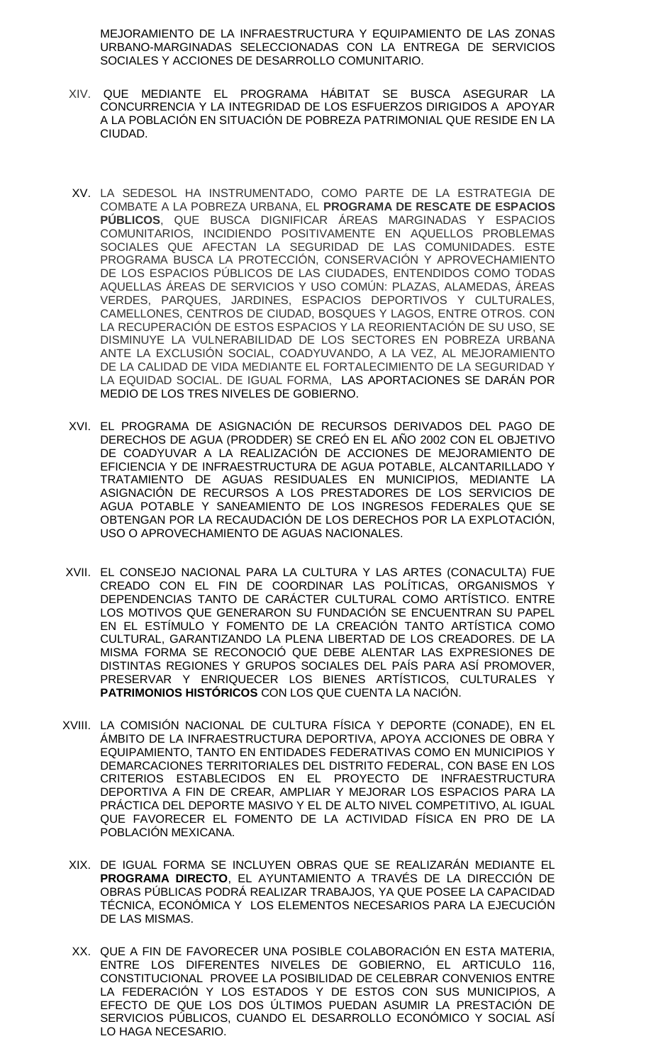MEJORAMIENTO DE LA INFRAESTRUCTURA Y EQUIPAMIENTO DE LAS ZONAS URBANO-MARGINADAS SELECCIONADAS CON LA ENTREGA DE SERVICIOS SOCIALES Y ACCIONES DE DESARROLLO COMUNITARIO.

XIV. QUE MEDIANTE EL PROGRAMA HÁBITAT SE BUSCA ASEGURAR LA CONCURRENCIA Y LA INTEGRIDAD DE LOS ESFUERZOS DIRIGIDOS A APOYAR A LA POBLACIÓN EN SITUACIÓN DE POBREZA PATRIMONIAL QUE RESIDE EN LA CIUDAD.

XV. LA SEDESOL HA INSTRUMENTADO, COMO PARTE DE LA ESTRATEGIA DE COMBATE A LA POBREZA URBANA, EL **PROGRAMA DE RESCATE DE ESPACIOS PÚBLICOS**, QUE BUSCA DIGNIFICAR ÁREAS MARGINADAS Y ESPACIOS COMUNITARIOS, INCIDIENDO POSITIVAMENTE EN AQUELLOS PROBLEMAS SOCIALES QUE AFECTAN LA SEGURIDAD DE LAS COMUNIDADES. ESTE PROGRAMA BUSCA LA PROTECCIÓN, CONSERVACIÓN Y APROVECHAMIENTO DE LOS ESPACIOS PÚBLICOS DE LAS CIUDADES, ENTENDIDOS COMO TODAS AQUELLAS ÁREAS DE SERVICIOS Y USO COMÚN: PLAZAS, ALAMEDAS, ÁREAS VERDES, PARQUES, JARDINES, ESPACIOS DEPORTIVOS Y CULTURALES, CAMELLONES, CENTROS DE CIUDAD, BOSQUES Y LAGOS, ENTRE OTROS. CON LA RECUPERACIÓN DE ESTOS ESPACIOS Y LA REORIENTACIÓN DE SU USO, SE DISMINUYE LA VULNERABILIDAD DE LOS SECTORES EN POBREZA URBANA ANTE LA EXCLUSIÓN SOCIAL, COADYUVANDO, A LA VEZ, AL MEJORAMIENTO DE LA CALIDAD DE VIDA MEDIANTE EL FORTALECIMIENTO DE LA SEGURIDAD Y LA EQUIDAD SOCIAL. DE IGUAL FORMA, LAS APORTACIONES SE DARÁN POR MEDIO DE LOS TRES NIVELES DE GOBIERNO.

XVI. EL PROGRAMA DE ASIGNACIÓN DE RECURSOS DERIVADOS DEL PAGO DE DERECHOS DE AGUA (PRODDER) SE CREÓ EN EL AÑO 2002 CON EL OBJETIVO DE COADYUVAR A LA REALIZACIÓN DE ACCIONES DE MEJORAMIENTO DE EFICIENCIA Y DE INFRAESTRUCTURA DE AGUA POTABLE, ALCANTARILLADO Y TRATAMIENTO DE AGUAS RESIDUALES EN MUNICIPIOS, MEDIANTE LA ASIGNACIÓN DE RECURSOS A LOS PRESTADORES DE LOS SERVICIOS DE AGUA POTABLE Y SANEAMIENTO DE LOS INGRESOS FEDERALES QUE SE OBTENGAN POR LA RECAUDACIÓN DE LOS DERECHOS POR LA EXPLOTACIÓN, USO O APROVECHAMIENTO DE AGUAS NACIONALES.

XVII. EL CONSEJO NACIONAL PARA LA CULTURA Y LAS ARTES (CONACULTA) FUE CREADO CON EL FIN DE COORDINAR LAS POLÍTICAS, ORGANISMOS Y DEPENDENCIAS TANTO DE CARÁCTER CULTURAL COMO ARTÍSTICO. ENTRE LOS MOTIVOS QUE GENERARON SU FUNDACIÓN SE ENCUENTRAN SU PAPEL EN EL ESTÍMULO Y FOMENTO DE LA CREACIÓN TANTO ARTÍSTICA COMO CULTURAL, GARANTIZANDO LA PLENA LIBERTAD DE LOS CREADORES. DE LA MISMA FORMA SE RECONOCIÓ QUE DEBE ALENTAR LAS EXPRESIONES DE DISTINTAS REGIONES Y GRUPOS SOCIALES DEL PAÍS PARA ASÍ PROMOVER, PRESERVAR Y ENRIQUECER LOS BIENES ARTÍSTICOS, CULTURALES Y **PATRIMONIOS HISTÓRICOS** CON LOS QUE CUENTA LA NACIÓN.

XVIII. LA COMISIÓN NACIONAL DE CULTURA FÍSICA Y DEPORTE (CONADE), EN EL ÁMBITO DE LA INFRAESTRUCTURA DEPORTIVA, APOYA ACCIONES DE OBRA Y EQUIPAMIENTO, TANTO EN ENTIDADES FEDERATIVAS COMO EN MUNICIPIOS Y DEMARCACIONES TERRITORIALES DEL DISTRITO FEDERAL, CON BASE EN LOS CRITERIOS ESTABLECIDOS EN EL PROYECTO DE INFRAESTRUCTURA DEPORTIVA A FIN DE CREAR, AMPLIAR Y MEJORAR LOS ESPACIOS PARA LA PRÁCTICA DEL DEPORTE MASIVO Y EL DE ALTO NIVEL COMPETITIVO, AL IGUAL QUE FAVORECER EL FOMENTO DE LA ACTIVIDAD FÍSICA EN PRO DE LA POBLACIÓN MEXICANA.

XIX. DE IGUAL FORMA SE INCLUYEN OBRAS QUE SE REALIZARÁN MEDIANTE EL **PROGRAMA DIRECTO**, EL AYUNTAMIENTO A TRAVÉS DE LA DIRECCIÓN DE OBRAS PÚBLICAS PODRÁ REALIZAR TRABAJOS, YA QUE POSEE LA CAPACIDAD TÉCNICA, ECONÓMICA Y LOS ELEMENTOS NECESARIOS PARA LA EJECUCIÓN DE LAS MISMAS.

XX. QUE A FIN DE FAVORECER UNA POSIBLE COLABORACIÓN EN ESTA MATERIA, ENTRE LOS DIFERENTES NIVELES DE GOBIERNO, EL ARTICULO 116, CONSTITUCIONAL PROVEE LA POSIBILIDAD DE CELEBRAR CONVENIOS ENTRE LA FEDERACIÓN Y LOS ESTADOS Y DE ESTOS CON SUS MUNICIPIOS, A EFECTO DE QUE LOS DOS ÚLTIMOS PUEDAN ASUMIR LA PRESTACIÓN DE SERVICIOS PÚBLICOS, CUANDO EL DESARROLLO ECONÓMICO Y SOCIAL ASÍ LO HAGA NECESARIO.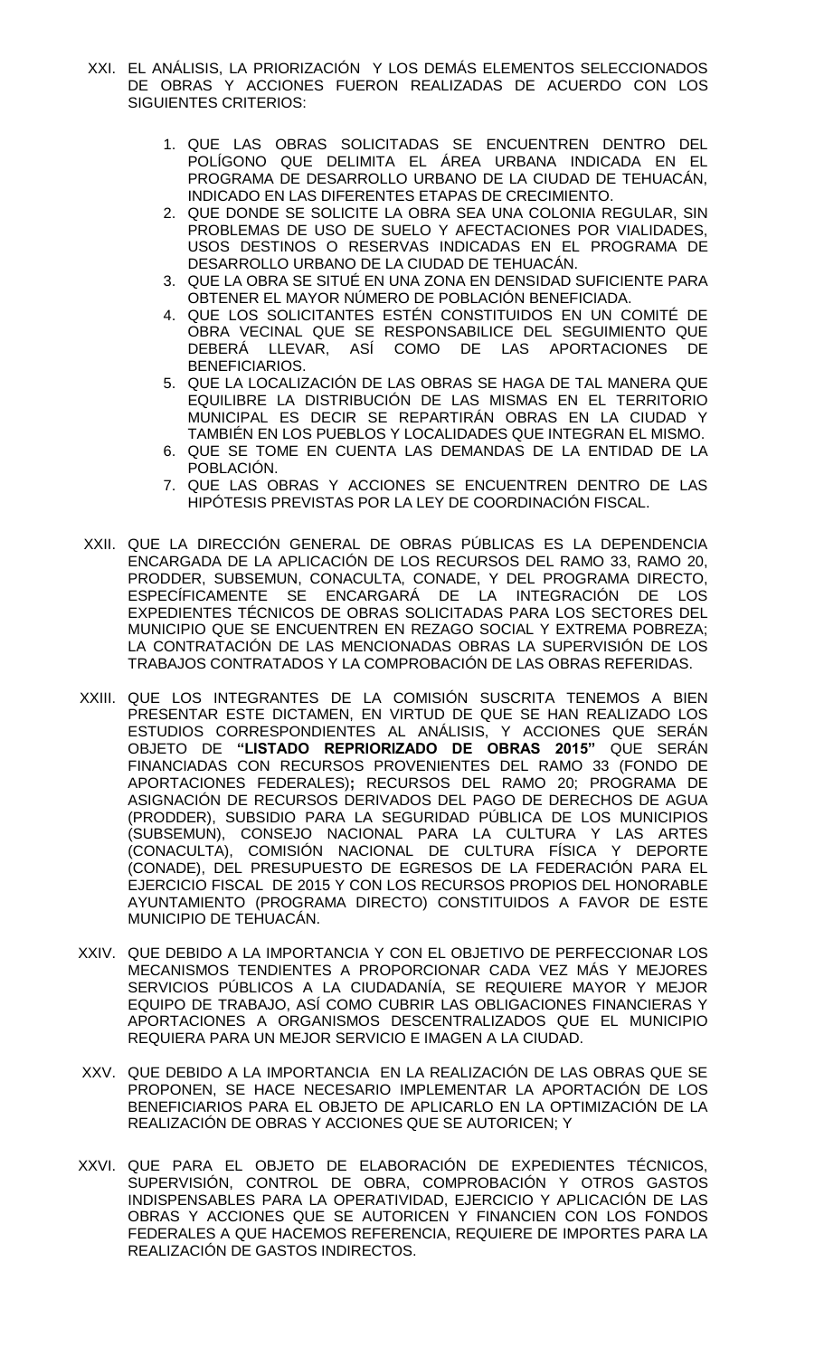XXI. EL ANÁLISIS, LA PRIORIZACIÓN Y LOS DEMÁS ELEMENTOS SELECCIONADOS DE OBRAS Y ACCIONES FUERON REALIZADAS DE ACUERDO CON LOS SIGUIENTES CRITERIOS:

1. QUE LAS OBRAS SOLICITADAS SE ENCUENTREN DENTRO DEL POLÍGONO QUE DELIMITA EL ÁREA URBANA INDICADA EN EL PROGRAMA DE DESARROLLO URBANO DE LA CIUDAD DE TEHUACÁN, INDICADO EN LAS DIFERENTES ETAPAS DE CRECIMIENTO.
2. QUE DONDE SE SOLICITE LA OBRA SEA UNA COLONIA REGULAR, SIN PROBLEMAS DE USO DE SUELO Y AFECTACIONES POR VIALIDADES, USOS DESTINOS O RESERVAS INDICADAS EN EL PROGRAMA DE DESARROLLO URBANO DE LA CIUDAD DE TEHUACÁN.
3. QUE LA OBRA SE SITUÉ EN UNA ZONA EN DENSIDAD SUFICIENTE PARA OBTENER EL MAYOR NÚMERO DE POBLACIÓN BENEFICIADA.
4. QUE LOS SOLICITANTES ESTÉN CONSTITUIDOS EN UN COMITÉ DE OBRA VECINAL QUE SE RESPONSABILICE DEL SEGUIMIENTO QUE DEBERÁ LLEVAR, ASÍ COMO DE LAS APORTACIONES DE BENEFICIARIOS.
5. QUE LA LOCALIZACIÓN DE LAS OBRAS SE HAGA DE TAL MANERA QUE EQUILIBRE LA DISTRIBUCIÓN DE LAS MISMAS EN EL TERRITORIO MUNICIPAL ES DECIR SE REPARTIRÁN OBRAS EN LA CIUDAD Y TAMBIÉN EN LOS PUEBLOS Y LOCALIDADES QUE INTEGRAN EL MISMO.
6. QUE SE TOME EN CUENTA LAS DEMANDAS DE LA ENTIDAD DE LA POBLACIÓN.
7. QUE LAS OBRAS Y ACCIONES SE ENCUENTREN DENTRO DE LAS HIPÓTESIS PREVISTAS POR LA LEY DE COORDINACIÓN FISCAL.

XXII. QUE LA DIRECCIÓN GENERAL DE OBRAS PÚBLICAS ES LA DEPENDENCIA ENCARGADA DE LA APLICACIÓN DE LOS RECURSOS DEL RAMO 33, RAMO 20, PRODDER, SUBSEMUN, CONACULTA, CONADE, Y DEL PROGRAMA DIRECTO, ESPECÍFICAMENTE SE ENCARGARÁ DE LA INTEGRACIÓN DE LOS EXPEDIENTES TÉCNICOS DE OBRAS SOLICITADAS PARA LOS SECTORES DEL MUNICIPIO QUE SE ENCUENTREN EN REZAGO SOCIAL Y EXTREMA POBREZA; LA CONTRATACIÓN DE LAS MENCIONADAS OBRAS LA SUPERVISIÓN DE LOS TRABAJOS CONTRATADOS Y LA COMPROBACIÓN DE LAS OBRAS REFERIDAS.

XXIII. QUE LOS INTEGRANTES DE LA COMISIÓN SUSCRITA TENEMOS A BIEN PRESENTAR ESTE DICTAMEN, EN VIRTUD DE QUE SE HAN REALIZADO LOS ESTUDIOS CORRESPONDIENTES AL ANÁLISIS, Y ACCIONES QUE SERÁN OBJETO DE **"LISTADO REPRIORIZADO DE OBRAS 2015"** QUE SERÁN FINANCIADAS CON RECURSOS PROVENIENTES DEL RAMO 33 (FONDO DE APORTACIONES FEDERALES)**;** RECURSOS DEL RAMO 20; PROGRAMA DE ASIGNACIÓN DE RECURSOS DERIVADOS DEL PAGO DE DERECHOS DE AGUA (PRODDER), SUBSIDIO PARA LA SEGURIDAD PÚBLICA DE LOS MUNICIPIOS (SUBSEMUN), CONSEJO NACIONAL PARA LA CULTURA Y LAS ARTES (CONACULTA), COMISIÓN NACIONAL DE CULTURA FÍSICA Y DEPORTE (CONADE), DEL PRESUPUESTO DE EGRESOS DE LA FEDERACIÓN PARA EL EJERCICIO FISCAL DE 2015 Y CON LOS RECURSOS PROPIOS DEL HONORABLE AYUNTAMIENTO (PROGRAMA DIRECTO) CONSTITUIDOS A FAVOR DE ESTE MUNICIPIO DE TEHUACÁN.

XXIV. QUE DEBIDO A LA IMPORTANCIA Y CON EL OBJETIVO DE PERFECCIONAR LOS MECANISMOS TENDIENTES A PROPORCIONAR CADA VEZ MÁS Y MEJORES SERVICIOS PÚBLICOS A LA CIUDADANÍA, SE REQUIERE MAYOR Y MEJOR EQUIPO DE TRABAJO, ASÍ COMO CUBRIR LAS OBLIGACIONES FINANCIERAS Y APORTACIONES A ORGANISMOS DESCENTRALIZADOS QUE EL MUNICIPIO REQUIERA PARA UN MEJOR SERVICIO E IMAGEN A LA CIUDAD.

XXV. QUE DEBIDO A LA IMPORTANCIA EN LA REALIZACIÓN DE LAS OBRAS QUE SE PROPONEN, SE HACE NECESARIO IMPLEMENTAR LA APORTACIÓN DE LOS BENEFICIARIOS PARA EL OBJETO DE APLICARLO EN LA OPTIMIZACIÓN DE LA REALIZACIÓN DE OBRAS Y ACCIONES QUE SE AUTORICEN; Y

XXVI. QUE PARA EL OBJETO DE ELABORACIÓN DE EXPEDIENTES TÉCNICOS, SUPERVISIÓN, CONTROL DE OBRA, COMPROBACIÓN Y OTROS GASTOS INDISPENSABLES PARA LA OPERATIVIDAD, EJERCICIO Y APLICACIÓN DE LAS OBRAS Y ACCIONES QUE SE AUTORICEN Y FINANCIEN CON LOS FONDOS FEDERALES A QUE HACEMOS REFERENCIA, REQUIERE DE IMPORTES PARA LA REALIZACIÓN DE GASTOS INDIRECTOS.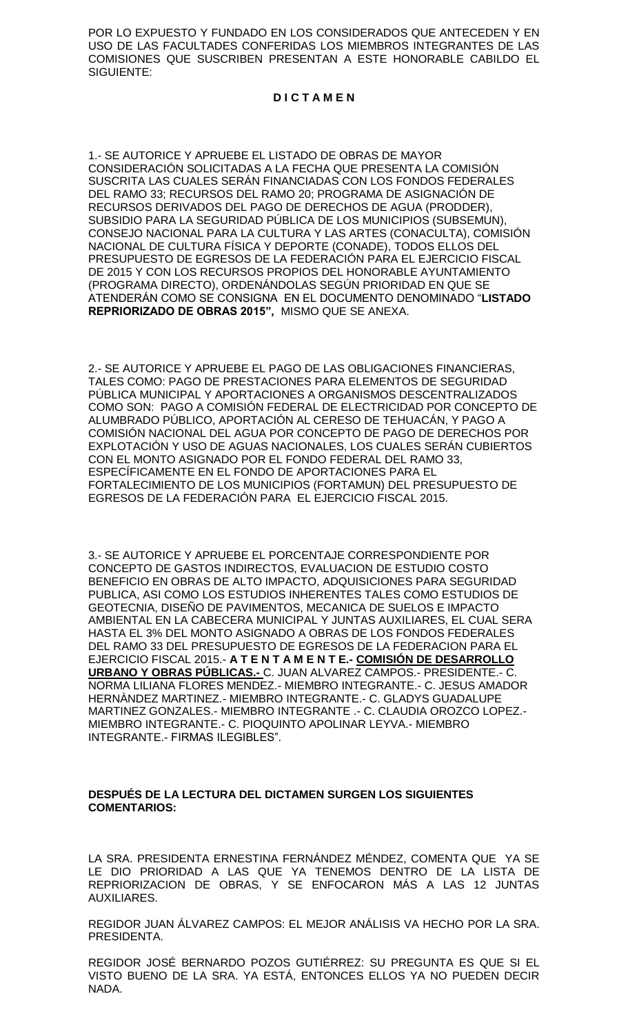POR LO EXPUESTO Y FUNDADO EN LOS CONSIDERADOS QUE ANTECEDEN Y EN USO DE LAS FACULTADES CONFERIDAS LOS MIEMBROS INTEGRANTES DE LAS COMISIONES QUE SUSCRIBEN PRESENTAN A ESTE HONORABLE CABILDO EL SIGUIENTE:

**D I C T A M E N**

1.- SE AUTORICE Y APRUEBE EL LISTADO DE OBRAS DE MAYOR CONSIDERACIÓN SOLICITADAS A LA FECHA QUE PRESENTA LA COMISIÓN SUSCRITA LAS CUALES SERÁN FINANCIADAS CON LOS FONDOS FEDERALES DEL RAMO 33; RECURSOS DEL RAMO 20; PROGRAMA DE ASIGNACIÓN DE RECURSOS DERIVADOS DEL PAGO DE DERECHOS DE AGUA (PRODDER), SUBSIDIO PARA LA SEGURIDAD PÚBLICA DE LOS MUNICIPIOS (SUBSEMUN), CONSEJO NACIONAL PARA LA CULTURA Y LAS ARTES (CONACULTA), COMISIÓN NACIONAL DE CULTURA FÍSICA Y DEPORTE (CONADE), TODOS ELLOS DEL PRESUPUESTO DE EGRESOS DE LA FEDERACIÓN PARA EL EJERCICIO FISCAL DE 2015 Y CON LOS RECURSOS PROPIOS DEL HONORABLE AYUNTAMIENTO (PROGRAMA DIRECTO), ORDENÁNDOLAS SEGÚN PRIORIDAD EN QUE SE ATENDERÁN COMO SE CONSIGNA EN EL DOCUMENTO DENOMINADO "**LISTADO REPRIORIZADO DE OBRAS 2015",** MISMO QUE SE ANEXA.

2.- SE AUTORICE Y APRUEBE EL PAGO DE LAS OBLIGACIONES FINANCIERAS, TALES COMO: PAGO DE PRESTACIONES PARA ELEMENTOS DE SEGURIDAD PÚBLICA MUNICIPAL Y APORTACIONES A ORGANISMOS DESCENTRALIZADOS COMO SON: PAGO A COMISIÓN FEDERAL DE ELECTRICIDAD POR CONCEPTO DE ALUMBRADO PÚBLICO, APORTACIÓN AL CERESO DE TEHUACÁN, Y PAGO A COMISIÓN NACIONAL DEL AGUA POR CONCEPTO DE PAGO DE DERECHOS POR EXPLOTACIÓN Y USO DE AGUAS NACIONALES, LOS CUALES SERÁN CUBIERTOS CON EL MONTO ASIGNADO POR EL FONDO FEDERAL DEL RAMO 33, ESPECÍFICAMENTE EN EL FONDO DE APORTACIONES PARA EL FORTALECIMIENTO DE LOS MUNICIPIOS (FORTAMUN) DEL PRESUPUESTO DE EGRESOS DE LA FEDERACIÓN PARA EL EJERCICIO FISCAL 2015.

3.- SE AUTORICE Y APRUEBE EL PORCENTAJE CORRESPONDIENTE POR CONCEPTO DE GASTOS INDIRECTOS, EVALUACION DE ESTUDIO COSTO BENEFICIO EN OBRAS DE ALTO IMPACTO, ADQUISICIONES PARA SEGURIDAD PUBLICA, ASI COMO LOS ESTUDIOS INHERENTES TALES COMO ESTUDIOS DE GEOTECNIA, DISEÑO DE PAVIMENTOS, MECANICA DE SUELOS E IMPACTO AMBIENTAL EN LA CABECERA MUNICIPAL Y JUNTAS AUXILIARES, EL CUAL SERA HASTA EL 3% DEL MONTO ASIGNADO A OBRAS DE LOS FONDOS FEDERALES DEL RAMO 33 DEL PRESUPUESTO DE EGRESOS DE LA FEDERACION PARA EL EJERCICIO FISCAL 2015.- **A T E N T A M E N T E.- COMISIÓN DE DESARROLLO URBANO Y OBRAS PÚBLICAS.-** C. JUAN ALVAREZ CAMPOS.- PRESIDENTE.- C. NORMA LILIANA FLORES MENDEZ.- MIEMBRO INTEGRANTE.- C. JESUS AMADOR HERNÀNDEZ MARTINEZ.- MIEMBRO INTEGRANTE.- C. GLADYS GUADALUPE MARTINEZ GONZALES.- MIEMBRO INTEGRANTE .- C. CLAUDIA OROZCO LOPEZ.- MIEMBRO INTEGRANTE.- C. PIOQUINTO APOLINAR LEYVA.- MIEMBRO INTEGRANTE.- FIRMAS ILEGIBLES".

**DESPUÉS DE LA LECTURA DEL DICTAMEN SURGEN LOS SIGUIENTES COMENTARIOS:**

LA SRA. PRESIDENTA ERNESTINA FERNÁNDEZ MÉNDEZ, COMENTA QUE YA SE LE DIO PRIORIDAD A LAS QUE YA TENEMOS DENTRO DE LA LISTA DE REPRIORIZACION DE OBRAS, Y SE ENFOCARON MÁS A LAS 12 JUNTAS AUXILIARES.

REGIDOR JUAN ÁLVAREZ CAMPOS: EL MEJOR ANÁLISIS VA HECHO POR LA SRA. PRESIDENTA.

REGIDOR JOSÉ BERNARDO POZOS GUTIÉRREZ: SU PREGUNTA ES QUE SI EL VISTO BUENO DE LA SRA. YA ESTÁ, ENTONCES ELLOS YA NO PUEDEN DECIR NADA.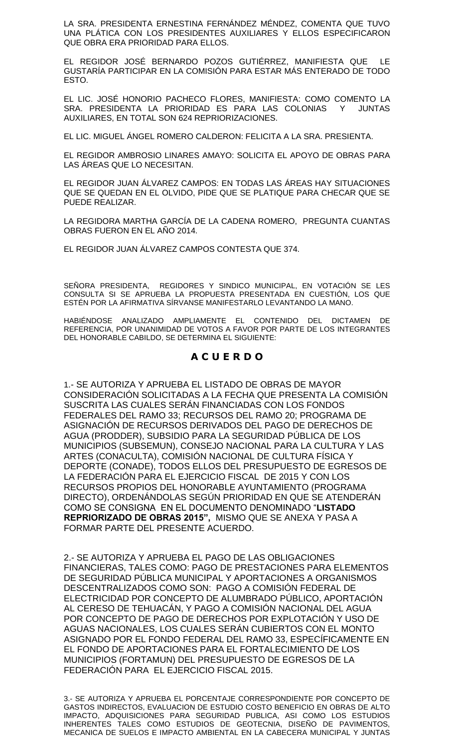LA SRA. PRESIDENTA ERNESTINA FERNÁNDEZ MÉNDEZ, COMENTA QUE TUVO UNA PLÁTICA CON LOS PRESIDENTES AUXILIARES Y ELLOS ESPECIFICARON QUE OBRA ERA PRIORIDAD PARA ELLOS.

EL REGIDOR JOSÉ BERNARDO POZOS GUTIÉRREZ, MANIFIESTA QUE LE GUSTARÍA PARTICIPAR EN LA COMISIÓN PARA ESTAR MÁS ENTERADO DE TODO ESTO.

EL LIC. JOSÉ HONORIO PACHECO FLORES, MANIFIESTA: COMO COMENTO LA SRA. PRESIDENTA LA PRIORIDAD ES PARA LAS COLONIAS Y JUNTAS AUXILIARES, EN TOTAL SON 624 REPRIORIZACIONES.

EL LIC. MIGUEL ÁNGEL ROMERO CALDERON: FELICITA A LA SRA. PRESIENTA.

EL REGIDOR AMBROSIO LINARES AMAYO: SOLICITA EL APOYO DE OBRAS PARA LAS ÁREAS QUE LO NECESITAN.

EL REGIDOR JUAN ÁLVAREZ CAMPOS: EN TODAS LAS ÁREAS HAY SITUACIONES QUE SE QUEDAN EN EL OLVIDO, PIDE QUE SE PLATIQUE PARA CHECAR QUE SE PUEDE REALIZAR.

LA REGIDORA MARTHA GARCÍA DE LA CADENA ROMERO, PREGUNTA CUANTAS OBRAS FUERON EN EL AÑO 2014.

EL REGIDOR JUAN ÁLVAREZ CAMPOS CONTESTA QUE 374.

SEÑORA PRESIDENTA, REGIDORES Y SINDICO MUNICIPAL, EN VOTACIÓN SE LES CONSULTA SI SE APRUEBA LA PROPUESTA PRESENTADA EN CUESTIÓN, LOS QUE ESTÉN POR LA AFIRMATIVA SÍRVANSE MANIFESTARLO LEVANTANDO LA MANO.

HABIÉNDOSE ANALIZADO AMPLIAMENTE EL CONTENIDO DEL DICTAMEN DE REFERENCIA, POR UNANIMIDAD DE VOTOS A FAVOR POR PARTE DE LOS INTEGRANTES DEL HONORABLE CABILDO, SE DETERMINA EL SIGUIENTE:

## A C U E R D O

1.- SE AUTORIZA Y APRUEBA EL LISTADO DE OBRAS DE MAYOR CONSIDERACIÓN SOLICITADAS A LA FECHA QUE PRESENTA LA COMISIÓN SUSCRITA LAS CUALES SERÁN FINANCIADAS CON LOS FONDOS FEDERALES DEL RAMO 33; RECURSOS DEL RAMO 20; PROGRAMA DE ASIGNACIÓN DE RECURSOS DERIVADOS DEL PAGO DE DERECHOS DE AGUA (PRODDER), SUBSIDIO PARA LA SEGURIDAD PÚBLICA DE LOS MUNICIPIOS (SUBSEMUN), CONSEJO NACIONAL PARA LA CULTURA Y LAS ARTES (CONACULTA), COMISIÓN NACIONAL DE CULTURA FÍSICA Y DEPORTE (CONADE), TODOS ELLOS DEL PRESUPUESTO DE EGRESOS DE LA FEDERACIÓN PARA EL EJERCICIO FISCAL DE 2015 Y CON LOS RECURSOS PROPIOS DEL HONORABLE AYUNTAMIENTO (PROGRAMA DIRECTO), ORDENÁNDOLAS SEGÚN PRIORIDAD EN QUE SE ATENDERÁN COMO SE CONSIGNA EN EL DOCUMENTO DENOMINADO "**LISTADO REPRIORIZADO DE OBRAS 2015",** MISMO QUE SE ANEXA Y PASA A FORMAR PARTE DEL PRESENTE ACUERDO.

2.- SE AUTORIZA Y APRUEBA EL PAGO DE LAS OBLIGACIONES FINANCIERAS, TALES COMO: PAGO DE PRESTACIONES PARA ELEMENTOS DE SEGURIDAD PÚBLICA MUNICIPAL Y APORTACIONES A ORGANISMOS DESCENTRALIZADOS COMO SON: PAGO A COMISIÓN FEDERAL DE ELECTRICIDAD POR CONCEPTO DE ALUMBRADO PÚBLICO, APORTACIÓN AL CERESO DE TEHUACÁN, Y PAGO A COMISIÓN NACIONAL DEL AGUA POR CONCEPTO DE PAGO DE DERECHOS POR EXPLOTACIÓN Y USO DE AGUAS NACIONALES, LOS CUALES SERÁN CUBIERTOS CON EL MONTO ASIGNADO POR EL FONDO FEDERAL DEL RAMO 33, ESPECÍFICAMENTE EN EL FONDO DE APORTACIONES PARA EL FORTALECIMIENTO DE LOS MUNICIPIOS (FORTAMUN) DEL PRESUPUESTO DE EGRESOS DE LA FEDERACIÓN PARA EL EJERCICIO FISCAL 2015.

3.- SE AUTORIZA Y APRUEBA EL PORCENTAJE CORRESPONDIENTE POR CONCEPTO DE GASTOS INDIRECTOS, EVALUACION DE ESTUDIO COSTO BENEFICIO EN OBRAS DE ALTO IMPACTO, ADQUISICIONES PARA SEGURIDAD PUBLICA, ASI COMO LOS ESTUDIOS INHERENTES TALES COMO ESTUDIOS DE GEOTECNIA, DISEÑO DE PAVIMENTOS, MECANICA DE SUELOS E IMPACTO AMBIENTAL EN LA CABECERA MUNICIPAL Y JUNTAS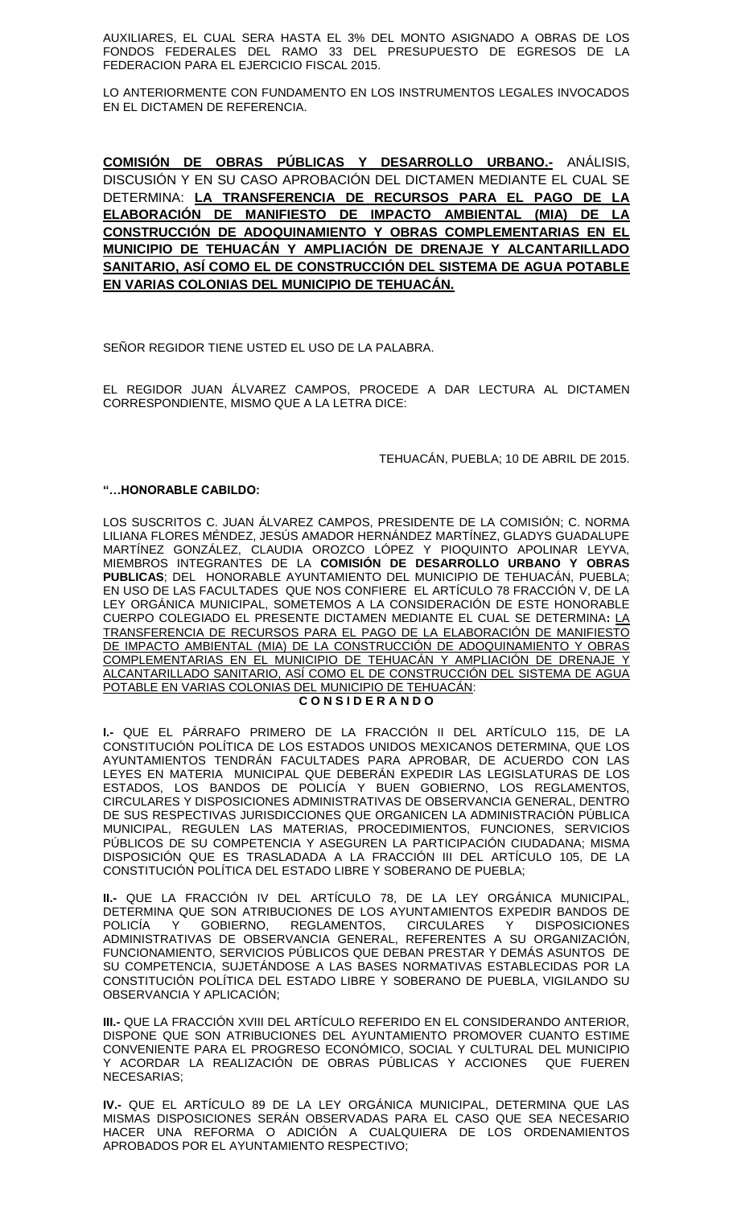AUXILIARES, EL CUAL SERA HASTA EL 3% DEL MONTO ASIGNADO A OBRAS DE LOS FONDOS FEDERALES DEL RAMO 33 DEL PRESUPUESTO DE EGRESOS DE LA FEDERACION PARA EL EJERCICIO FISCAL 2015.

LO ANTERIORMENTE CON FUNDAMENTO EN LOS INSTRUMENTOS LEGALES INVOCADOS EN EL DICTAMEN DE REFERENCIA.

**COMISIÓN DE OBRAS PÚBLICAS Y DESARROLLO URBANO.-** ANÁLISIS, DISCUSIÓN Y EN SU CASO APROBACIÓN DEL DICTAMEN MEDIANTE EL CUAL SE DETERMINA: **LA TRANSFERENCIA DE RECURSOS PARA EL PAGO DE LA ELABORACIÓN DE MANIFIESTO DE IMPACTO AMBIENTAL (MIA) DE LA CONSTRUCCIÓN DE ADOQUINAMIENTO Y OBRAS COMPLEMENTARIAS EN EL MUNICIPIO DE TEHUACÁN Y AMPLIACIÓN DE DRENAJE Y ALCANTARILLADO SANITARIO, ASÍ COMO EL DE CONSTRUCCIÓN DEL SISTEMA DE AGUA POTABLE EN VARIAS COLONIAS DEL MUNICIPIO DE TEHUACÁN.**

SEÑOR REGIDOR TIENE USTED EL USO DE LA PALABRA.

EL REGIDOR JUAN ÁLVAREZ CAMPOS, PROCEDE A DAR LECTURA AL DICTAMEN CORRESPONDIENTE, MISMO QUE A LA LETRA DICE:

TEHUACÁN, PUEBLA; 10 DE ABRIL DE 2015.

**"…HONORABLE CABILDO:**

LOS SUSCRITOS C. JUAN ÁLVAREZ CAMPOS, PRESIDENTE DE LA COMISIÓN; C. NORMA LILIANA FLORES MÉNDEZ, JESÚS AMADOR HERNÁNDEZ MARTÍNEZ, GLADYS GUADALUPE MARTÍNEZ GONZÁLEZ, CLAUDIA OROZCO LÓPEZ Y PIOQUINTO APOLINAR LEYVA, MIEMBROS INTEGRANTES DE LA **COMISIÓN DE DESARROLLO URBANO Y OBRAS PUBLICAS**; DEL HONORABLE AYUNTAMIENTO DEL MUNICIPIO DE TEHUACÁN, PUEBLA; EN USO DE LAS FACULTADES QUE NOS CONFIERE EL ARTÍCULO 78 FRACCIÓN V, DE LA LEY ORGÁNICA MUNICIPAL, SOMETEMOS A LA CONSIDERACIÓN DE ESTE HONORABLE CUERPO COLEGIADO EL PRESENTE DICTAMEN MEDIANTE EL CUAL SE DETERMINA**:** LA TRANSFERENCIA DE RECURSOS PARA EL PAGO DE LA ELABORACIÓN DE MANIFIESTO DE IMPACTO AMBIENTAL (MIA) DE LA CONSTRUCCIÓN DE ADOQUINAMIENTO Y OBRAS COMPLEMENTARIAS EN EL MUNICIPIO DE TEHUACÁN Y AMPLIACIÓN DE DRENAJE Y ALCANTARILLADO SANITARIO, ASÍ COMO EL DE CONSTRUCCIÓN DEL SISTEMA DE AGUA POTABLE EN VARIAS COLONIAS DEL MUNICIPIO DE TEHUACÁN:

**C O N S I D E R A N D O**

**I.-** QUE EL PÁRRAFO PRIMERO DE LA FRACCIÓN II DEL ARTÍCULO 115, DE LA CONSTITUCIÓN POLÍTICA DE LOS ESTADOS UNIDOS MEXICANOS DETERMINA, QUE LOS AYUNTAMIENTOS TENDRÁN FACULTADES PARA APROBAR, DE ACUERDO CON LAS LEYES EN MATERIA MUNICIPAL QUE DEBERÁN EXPEDIR LAS LEGISLATURAS DE LOS ESTADOS, LOS BANDOS DE POLICÍA Y BUEN GOBIERNO, LOS REGLAMENTOS, CIRCULARES Y DISPOSICIONES ADMINISTRATIVAS DE OBSERVANCIA GENERAL, DENTRO DE SUS RESPECTIVAS JURISDICCIONES QUE ORGANICEN LA ADMINISTRACIÓN PÚBLICA MUNICIPAL, REGULEN LAS MATERIAS, PROCEDIMIENTOS, FUNCIONES, SERVICIOS PÚBLICOS DE SU COMPETENCIA Y ASEGUREN LA PARTICIPACIÓN CIUDADANA; MISMA DISPOSICIÓN QUE ES TRASLADADA A LA FRACCIÓN III DEL ARTÍCULO 105, DE LA CONSTITUCIÓN POLÍTICA DEL ESTADO LIBRE Y SOBERANO DE PUEBLA;

**II.-** QUE LA FRACCIÓN IV DEL ARTÍCULO 78, DE LA LEY ORGÁNICA MUNICIPAL, DETERMINA QUE SON ATRIBUCIONES DE LOS AYUNTAMIENTOS EXPEDIR BANDOS DE POLICÍA Y GOBIERNO, REGLAMENTOS, CIRCULARES Y DISPOSICIONES ADMINISTRATIVAS DE OBSERVANCIA GENERAL, REFERENTES A SU ORGANIZACIÓN, FUNCIONAMIENTO, SERVICIOS PÚBLICOS QUE DEBAN PRESTAR Y DEMÁS ASUNTOS DE SU COMPETENCIA, SUJETÁNDOSE A LAS BASES NORMATIVAS ESTABLECIDAS POR LA CONSTITUCIÓN POLÍTICA DEL ESTADO LIBRE Y SOBERANO DE PUEBLA, VIGILANDO SU OBSERVANCIA Y APLICACIÓN;

**III.-** QUE LA FRACCIÓN XVIII DEL ARTÍCULO REFERIDO EN EL CONSIDERANDO ANTERIOR, DISPONE QUE SON ATRIBUCIONES DEL AYUNTAMIENTO PROMOVER CUANTO ESTIME CONVENIENTE PARA EL PROGRESO ECONÓMICO, SOCIAL Y CULTURAL DEL MUNICIPIO Y ACORDAR LA REALIZACIÓN DE OBRAS PÚBLICAS Y ACCIONES QUE FUEREN NECESARIAS;

**IV.-** QUE EL ARTÍCULO 89 DE LA LEY ORGÁNICA MUNICIPAL, DETERMINA QUE LAS MISMAS DISPOSICIONES SERÁN OBSERVADAS PARA EL CASO QUE SEA NECESARIO HACER UNA REFORMA O ADICIÓN A CUALQUIERA DE LOS ORDENAMIENTOS APROBADOS POR EL AYUNTAMIENTO RESPECTIVO;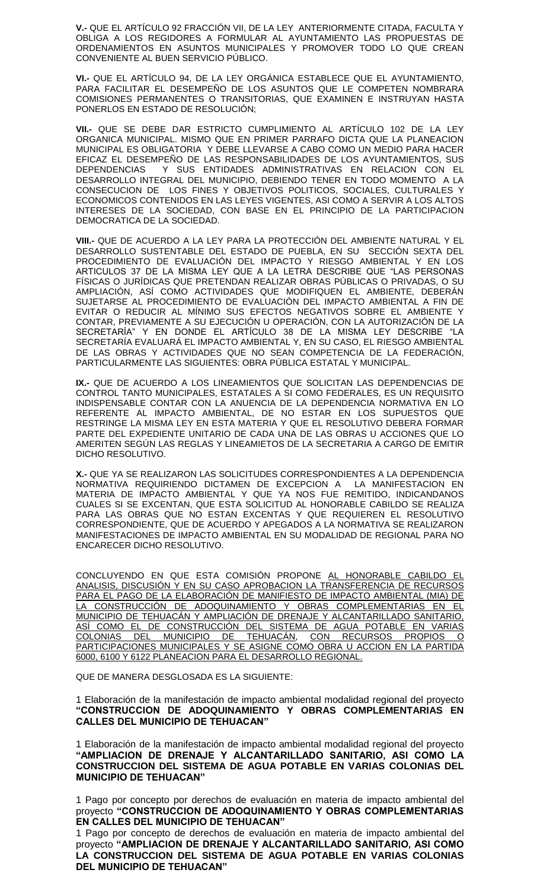**V.-** QUE EL ARTÍCULO 92 FRACCIÓN VII, DE LA LEY ANTERIORMENTE CITADA, FACULTA Y OBLIGA A LOS REGIDORES A FORMULAR AL AYUNTAMIENTO LAS PROPUESTAS DE ORDENAMIENTOS EN ASUNTOS MUNICIPALES Y PROMOVER TODO LO QUE CREAN CONVENIENTE AL BUEN SERVICIO PÚBLICO.

**VI.-** QUE EL ARTÍCULO 94, DE LA LEY ORGÁNICA ESTABLECE QUE EL AYUNTAMIENTO, PARA FACILITAR EL DESEMPEÑO DE LOS ASUNTOS QUE LE COMPETEN NOMBRARA COMISIONES PERMANENTES O TRANSITORIAS, QUE EXAMINEN E INSTRUYAN HASTA PONERLOS EN ESTADO DE RESOLUCIÓN;

**VII.-** QUE SE DEBE DAR ESTRICTO CUMPLIMIENTO AL ARTÍCULO 102 DE LA LEY ORGANICA MUNICIPAL. MISMO QUE EN PRIMER PARRAFO DICTA QUE LA PLANEACION MUNICIPAL ES OBLIGATORIA Y DEBE LLEVARSE A CABO COMO UN MEDIO PARA HACER EFICAZ EL DESEMPEÑO DE LAS RESPONSABILIDADES DE LOS AYUNTAMIENTOS, SUS DEPENDENCIAS Y SUS ENTIDADES ADMINISTRATIVAS EN RELACION CON EL DESARROLLO INTEGRAL DEL MUNICIPIO, DEBIENDO TENER EN TODO MOMENTO A LA CONSECUCION DE LOS FINES Y OBJETIVOS POLITICOS, SOCIALES, CULTURALES Y ECONOMICOS CONTENIDOS EN LAS LEYES VIGENTES, ASI COMO A SERVIR A LOS ALTOS INTERESES DE LA SOCIEDAD, CON BASE EN EL PRINCIPIO DE LA PARTICIPACION DEMOCRATICA DE LA SOCIEDAD.

**VIII.-** QUE DE ACUERDO A LA LEY PARA LA PROTECCIÓN DEL AMBIENTE NATURAL Y EL DESARROLLO SUSTENTABLE DEL ESTADO DE PUEBLA, EN SU SECCIÓN SEXTA DEL PROCEDIMIENTO DE EVALUACIÓN DEL IMPACTO Y RIESGO AMBIENTAL Y EN LOS ARTICULOS 37 DE LA MISMA LEY QUE A LA LETRA DESCRIBE QUE "LAS PERSONAS FÍSICAS O JURÍDICAS QUE PRETENDAN REALIZAR OBRAS PÚBLICAS O PRIVADAS, O SU AMPLIACIÓN, ASÍ COMO ACTIVIDADES QUE MODIFIQUEN EL AMBIENTE, DEBERÁN SUJETARSE AL PROCEDIMIENTO DE EVALUACIÓN DEL IMPACTO AMBIENTAL A FIN DE EVITAR O REDUCIR AL MÍNIMO SUS EFECTOS NEGATIVOS SOBRE EL AMBIENTE Y CONTAR, PREVIAMENTE A SU EJECUCIÓN U OPERACIÓN, CON LA AUTORIZACIÓN DE LA SECRETARÍA" Y EN DONDE EL ARTÍCULO 38 DE LA MISMA LEY DESCRIBE "LA SECRETARÍA EVALUARÁ EL IMPACTO AMBIENTAL Y, EN SU CASO, EL RIESGO AMBIENTAL DE LAS OBRAS Y ACTIVIDADES QUE NO SEAN COMPETENCIA DE LA FEDERACIÓN, PARTICULARMENTE LAS SIGUIENTES: OBRA PÚBLICA ESTATAL Y MUNICIPAL.

**IX.-** QUE DE ACUERDO A LOS LINEAMIENTOS QUE SOLICITAN LAS DEPENDENCIAS DE CONTROL TANTO MUNICIPALES, ESTATALES A SI COMO FEDERALES, ES UN REQUISITO INDISPENSABLE CONTAR CON LA ANUENCIA DE LA DEPENDENCIA NORMATIVA EN LO REFERENTE AL IMPACTO AMBIENTAL, DE NO ESTAR EN LOS SUPUESTOS QUE RESTRINGE LA MISMA LEY EN ESTA MATERIA Y QUE EL RESOLUTIVO DEBERA FORMAR PARTE DEL EXPEDIENTE UNITARIO DE CADA UNA DE LAS OBRAS U ACCIONES QUE LO AMERITEN SEGÚN LAS REGLAS Y LINEAMIETOS DE LA SECRETARIA A CARGO DE EMITIR DICHO RESOLUTIVO.

**X.-** QUE YA SE REALIZARON LAS SOLICITUDES CORRESPONDIENTES A LA DEPENDENCIA NORMATIVA REQUIRIENDO DICTAMEN DE EXCEPCION A LA MANIFESTACION EN MATERIA DE IMPACTO AMBIENTAL Y QUE YA NOS FUE REMITIDO, INDICANDANOS CUALES SI SE EXCENTAN, QUE ESTA SOLICITUD AL HONORABLE CABILDO SE REALIZA PARA LAS OBRAS QUE NO ESTAN EXCENTAS Y QUE REQUIEREN EL RESOLUTIVO CORRESPONDIENTE, QUE DE ACUERDO Y APEGADOS A LA NORMATIVA SE REALIZARON MANIFESTACIONES DE IMPACTO AMBIENTAL EN SU MODALIDAD DE REGIONAL PARA NO ENCARECER DICHO RESOLUTIVO.

CONCLUYENDO EN QUE ESTA COMISIÓN PROPONE AL HONORABLE CABILDO EL ANALISIS, DISCUSIÓN Y EN SU CASO APROBACION LA TRANSFERENCIA DE RECURSOS PARA EL PAGO DE LA ELABORACIÓN DE MANIFIESTO DE IMPACTO AMBIENTAL (MIA) DE LA CONSTRUCCIÓN DE ADOQUINAMIENTO Y OBRAS COMPLEMENTARIAS EN EL MUNICIPIO DE TEHUACÁN Y AMPLIACIÓN DE DRENAJE Y ALCANTARILLADO SANITARIO, ASÍ COMO EL DE CONSTRUCCIÓN DEL SISTEMA DE AGUA POTABLE EN VARIAS COLONIAS DEL MUNICIPIO DE TEHUACÁN, CON RECURSOS PROPIOS O PARTICIPACIONES MUNICIPALES Y SE ASIGNE COMO OBRA U ACCION EN LA PARTIDA 6000, 6100 Y 6122 PLANEACION PARA EL DESARROLLO REGIONAL.

QUE DE MANERA DESGLOSADA ES LA SIGUIENTE:

1 Elaboración de la manifestación de impacto ambiental modalidad regional del proyecto **"CONSTRUCCION DE ADOQUINAMIENTO Y OBRAS COMPLEMENTARIAS EN CALLES DEL MUNICIPIO DE TEHUACAN"**

1 Elaboración de la manifestación de impacto ambiental modalidad regional del proyecto **"AMPLIACION DE DRENAJE Y ALCANTARILLADO SANITARIO, ASI COMO LA CONSTRUCCION DEL SISTEMA DE AGUA POTABLE EN VARIAS COLONIAS DEL MUNICIPIO DE TEHUACAN"**

1 Pago por concepto por derechos de evaluación en materia de impacto ambiental del proyecto **"CONSTRUCCION DE ADOQUINAMIENTO Y OBRAS COMPLEMENTARIAS EN CALLES DEL MUNICIPIO DE TEHUACAN"**

1 Pago por concepto de derechos de evaluación en materia de impacto ambiental del proyecto **"AMPLIACION DE DRENAJE Y ALCANTARILLADO SANITARIO, ASI COMO LA CONSTRUCCION DEL SISTEMA DE AGUA POTABLE EN VARIAS COLONIAS DEL MUNICIPIO DE TEHUACAN"**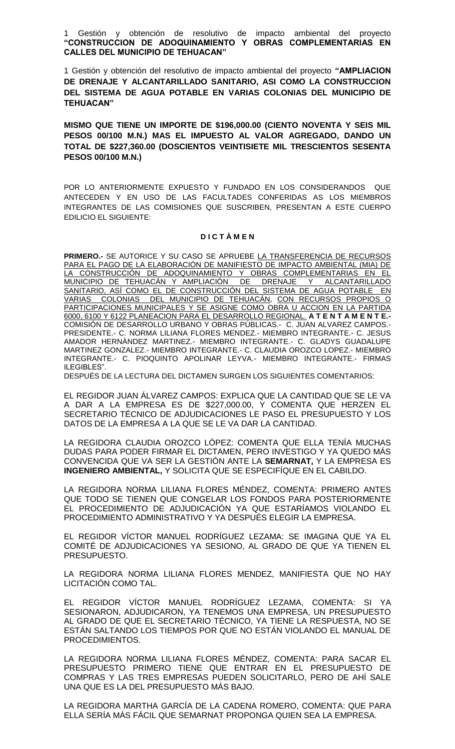1 Gestión y obtención de resolutivo de impacto ambiental del proyecto **"CONSTRUCCION DE ADOQUINAMIENTO Y OBRAS COMPLEMENTARIAS EN CALLES DEL MUNICIPIO DE TEHUACAN"**

1 Gestión y obtención del resolutivo de impacto ambiental del proyecto **"AMPLIACION DE DRENAJE Y ALCANTARILLADO SANITARIO, ASI COMO LA CONSTRUCCION DEL SISTEMA DE AGUA POTABLE EN VARIAS COLONIAS DEL MUNICIPIO DE TEHUACAN"**

**MISMO QUE TIENE UN IMPORTE DE $196,000.00 (CIENTO NOVENTA Y SEIS MIL PESOS 00/100 M.N.) MAS EL IMPUESTO AL VALOR AGREGADO, DANDO UN TOTAL DE $227,360.00 (DOSCIENTOS VEINTISIETE MIL TRESCIENTOS SESENTA PESOS 00/100 M.N.)**

POR LO ANTERIORMENTE EXPUESTO Y FUNDADO EN LOS CONSIDERANDOS QUE ANTECEDEN Y EN USO DE LAS FACULTADES CONFERIDAS AS LOS MIEMBROS INTEGRANTES DE LAS COMISIONES QUE SUSCRIBEN, PRESENTAN A ESTE CUERPO EDILICIO EL SIGUIENTE:

**D I C T À M E N**

**PRIMERO.-** SE AUTORICE Y SU CASO SE APRUEBE LA TRANSFERENCIA DE RECURSOS PARA EL PAGO DE LA ELABORACIÓN DE MANIFIESTO DE IMPACTO AMBIENTAL (MIA) DE LA CONSTRUCCIÓN DE ADOQUINAMIENTO Y OBRAS COMPLEMENTARIAS EN EL MUNICIPIO DE TEHUACÁN Y AMPLIACIÓN DE DRENAJE Y ALCANTARILLADO SANITARIO, ASÍ COMO EL DE CONSTRUCCIÓN DEL SISTEMA DE AGUA POTABLE EN VARIAS COLONIAS DEL MUNICIPIO DE TEHUACÁN, CON RECURSOS PROPIOS O PARTICIPACIONES MUNICIPALES Y SE ASIGNE COMO OBRA U ACCION EN LA PARTIDA 6000, 6100 Y 6122 PLANEACION PARA EL DESARROLLO REGIONAL. **A T E N T A M E N T E.-** COMISIÓN DE DESARROLLO URBANO Y OBRAS PÚBLICAS.- C. JUAN ALVAREZ CAMPOS.- PRESIDENTE.- C. NORMA LILIANA FLORES MENDEZ.- MIEMBRO INTEGRANTE.- C. JESUS AMADOR HERNÀNDEZ MARTINEZ.- MIEMBRO INTEGRANTE.- C. GLADYS GUADALUPE MARTINEZ GONZALEZ.- MIEMBRO INTEGRANTE.- C. CLAUDIA OROZCO LOPEZ.- MIEMBRO INTEGRANTE.- C. PIOQUINTO APOLINAR LEYVA.- MIEMBRO INTEGRANTE.- FIRMAS ILEGIBLES".

DESPUÉS DE LA LECTURA DEL DICTAMEN SURGEN LOS SIGUIENTES COMENTARIOS:

EL REGIDOR JUAN ÁLVAREZ CAMPOS: EXPLICA QUE LA CANTIDAD QUE SE LE VA A DAR A LA EMPRESA ES DE $227,000.00, Y COMENTA QUE HERZEN EL SECRETARIO TÉCNICO DE ADJUDICACIONES LE PASO EL PRESUPUESTO Y LOS DATOS DE LA EMPRESA A LA QUE SE LE VA DAR LA CANTIDAD.

LA REGIDORA CLAUDIA OROZCO LÓPEZ: COMENTA QUE ELLA TENÍA MUCHAS DUDAS PARA PODER FIRMAR EL DICTAMEN, PERO INVESTIGO Y YA QUEDO MÁS CONVENCIDA QUE VA SER LA GESTIÓN ANTE LA **SEMARNAT,** Y LA EMPRESA ES **INGENIERO AMBIENTAL,** Y SOLICITA QUE SE ESPECIFÍQUE EN EL CABILDO.

LA REGIDORA NORMA LILIANA FLORES MÉNDEZ, COMENTA: PRIMERO ANTES QUE TODO SE TIENEN QUE CONGELAR LOS FONDOS PARA POSTERIORMENTE EL PROCEDIMIENTO DE ADJUDICACIÓN YA QUE ESTARÍAMOS VIOLANDO EL PROCEDIMIENTO ADMINISTRATIVO Y YA DESPUÉS ELEGIR LA EMPRESA.

EL REGIDOR VÍCTOR MANUEL RODRÍGUEZ LEZAMA: SE IMAGINA QUE YA EL COMITÉ DE ADJUDICACIONES YA SESIONO, AL GRADO DE QUE YA TIENEN EL PRESUPUESTO.

LA REGIDORA NORMA LILIANA FLORES MENDEZ, MANIFIESTA QUE NO HAY LICITACIÓN COMO TAL.

EL REGIDOR VÍCTOR MANUEL RODRÍGUEZ LEZAMA, COMENTA: SI YA SESIONARON, ADJUDICARON, YA TENEMOS UNA EMPRESA, UN PRESUPUESTO AL GRADO DE QUE EL SECRETARIO TÉCNICO, YA TIENE LA RESPUESTA, NO SE ESTÁN SALTANDO LOS TIEMPOS POR QUE NO ESTÁN VIOLANDO EL MANUAL DE PROCEDIMIENTOS.

LA REGIDORA NORMA LILIANA FLORES MÉNDEZ, COMENTA: PARA SACAR EL PRESUPUESTO PRIMERO TIENE QUE ENTRAR EN EL PRESUPUESTO DE COMPRAS Y LAS TRES EMPRESAS PUEDEN SOLICITARLO, PERO DE AHÍ SALE UNA QUE ES LA DEL PRESUPUESTO MÁS BAJO.

LA REGIDORA MARTHA GARCÍA DE LA CADENA ROMERO, COMENTA: QUE PARA ELLA SERÍA MÁS FÁCIL QUE SEMARNAT PROPONGA QUIEN SEA LA EMPRESA.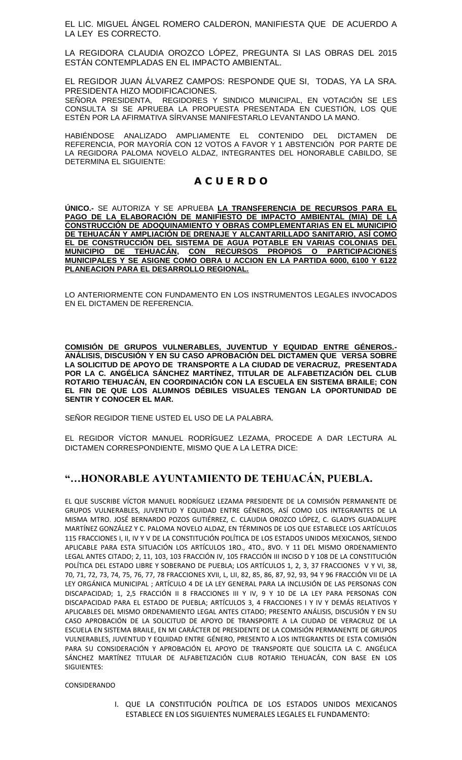EL LIC. MIGUEL ÁNGEL ROMERO CALDERON, MANIFIESTA QUE DE ACUERDO A LA LEY ES CORRECTO.

LA REGIDORA CLAUDIA OROZCO LÓPEZ, PREGUNTA SI LAS OBRAS DEL 2015 ESTÁN CONTEMPLADAS EN EL IMPACTO AMBIENTAL.

EL REGIDOR JUAN ÁLVAREZ CAMPOS: RESPONDE QUE SI, TODAS, YA LA SRA. PRESIDENTA HIZO MODIFICACIONES.

SEÑORA PRESIDENTA, REGIDORES Y SINDICO MUNICIPAL, EN VOTACIÓN SE LES CONSULTA SI SE APRUEBA LA PROPUESTA PRESENTADA EN CUESTIÓN, LOS QUE ESTÉN POR LA AFIRMATIVA SÍRVANSE MANIFESTARLO LEVANTANDO LA MANO.

HABIÉNDOSE ANALIZADO AMPLIAMENTE EL CONTENIDO DEL DICTAMEN DE REFERENCIA, POR MAYORÍA CON 12 VOTOS A FAVOR Y 1 ABSTENCIÓN POR PARTE DE LA REGIDORA PALOMA NOVELO ALDAZ, INTEGRANTES DEL HONORABLE CABILDO, SE DETERMINA EL SIGUIENTE:

## A C U E R D O

**ÚNICO.-** SE AUTORIZA Y SE APRUEBA **LA TRANSFERENCIA DE RECURSOS PARA EL PAGO DE LA ELABORACIÓN DE MANIFIESTO DE IMPACTO AMBIENTAL (MIA) DE LA CONSTRUCCIÓN DE ADOQUINAMIENTO Y OBRAS COMPLEMENTARIAS EN EL MUNICIPIO DE TEHUACÁN Y AMPLIACIÓN DE DRENAJE Y ALCANTARILLADO SANITARIO, ASÍ COMO EL DE CONSTRUCCIÓN DEL SISTEMA DE AGUA POTABLE EN VARIAS COLONIAS DEL MUNICIPIO DE TEHUACÁN, CON RECURSOS PROPIOS O PARTICIPACIONES MUNICIPALES Y SE ASIGNE COMO OBRA U ACCION EN LA PARTIDA 6000, 6100 Y 6122 PLANEACION PARA EL DESARROLLO REGIONAL.**

LO ANTERIORMENTE CON FUNDAMENTO EN LOS INSTRUMENTOS LEGALES INVOCADOS EN EL DICTAMEN DE REFERENCIA.

**COMISIÓN DE GRUPOS VULNERABLES, JUVENTUD Y EQUIDAD ENTRE GÉNEROS.- ANÁLISIS, DISCUSIÓN Y EN SU CASO APROBACIÓN DEL DICTAMEN QUE VERSA SOBRE LA SOLICITUD DE APOYO DE TRANSPORTE A LA CIUDAD DE VERACRUZ, PRESENTADA POR LA C. ANGÉLICA SÁNCHEZ MARTÍNEZ, TITULAR DE ALFABETIZACIÓN DEL CLUB ROTARIO TEHUACÁN, EN COORDINACIÓN CON LA ESCUELA EN SISTEMA BRAILE; CON EL FIN DE QUE LOS ALUMNOS DÉBILES VISUALES TENGAN LA OPORTUNIDAD DE SENTIR Y CONOCER EL MAR.**

SEÑOR REGIDOR TIENE USTED EL USO DE LA PALABRA.

EL REGIDOR VÍCTOR MANUEL RODRÍGUEZ LEZAMA, PROCEDE A DAR LECTURA AL DICTAMEN CORRESPONDIENTE, MISMO QUE A LA LETRA DICE:

## "…HONORABLE AYUNTAMIENTO DE TEHUACÁN, PUEBLA.

EL QUE SUSCRIBE VÍCTOR MANUEL RODRÍGUEZ LEZAMA PRESIDENTE DE LA COMISIÓN PERMANENTE DE GRUPOS VULNERABLES, JUVENTUD Y EQUIDAD ENTRE GÉNEROS, ASÍ COMO LOS INTEGRANTES DE LA MISMA MTRO. JOSÉ BERNARDO POZOS GUTIÉRREZ, C. CLAUDIA OROZCO LÓPEZ, C. GLADYS GUADALUPE MARTÍNEZ GONZÁLEZ Y C. PALOMA NOVELO ALDAZ, EN TÉRMINOS DE LOS QUE ESTABLECE LOS ARTÍCULOS 115 FRACCIONES I, II, IV Y V DE LA CONSTITUCIÓN POLÍTICA DE LOS ESTADOS UNIDOS MEXICANOS, SIENDO APLICABLE PARA ESTA SITUACIÓN LOS ARTÍCULOS 1RO., 4TO., 8VO. Y 11 DEL MISMO ORDENAMIENTO LEGAL ANTES CITADO; 2, 11, 103, 103 FRACCIÓN IV, 105 FRACCIÓN III INCISO D Y 108 DE LA CONSTITUCIÓN POLÍTICA DEL ESTADO LIBRE Y SOBERANO DE PUEBLA; LOS ARTÍCULOS 1, 2, 3, 37 FRACCIONES V Y VI, 38, 70, 71, 72, 73, 74, 75, 76, 77, 78 FRACCIONES XVII, L, LII, 82, 85, 86, 87, 92, 93, 94 Y 96 FRACCIÓN VII DE LA LEY ORGÁNICA MUNICIPAL ; ARTÍCULO 4 DE LA LEY GENERAL PARA LA INCLUSIÓN DE LAS PERSONAS CON DISCAPACIDAD; 1, 2,5 FRACCIÓN II 8 FRACCIONES III Y IV, 9 Y 10 DE LA LEY PARA PERSONAS CON DISCAPACIDAD PARA EL ESTADO DE PUEBLA; ARTÍCULOS 3, 4 FRACCIONES I Y IV Y DEMÁS RELATIVOS Y APLICABLES DEL MISMO ORDENAMIENTO LEGAL ANTES CITADO; PRESENTO ANÁLISIS, DISCUSIÓN Y EN SU CASO APROBACIÓN DE LA SOLICITUD DE APOYO DE TRANSPORTE A LA CIUDAD DE VERACRUZ DE LA ESCUELA EN SISTEMA BRAILE, EN MI CARÁCTER DE PRESIDENTE DE LA COMISIÓN PERMANENTE DE GRUPOS VULNERABLES, JUVENTUD Y EQUIDAD ENTRE GÉNERO, PRESENTO A LOS INTEGRANTES DE ESTA COMISIÓN PARA SU CONSIDERACIÓN Y APROBACIÓN EL APOYO DE TRANSPORTE QUE SOLICITA LA C. ANGÉLICA SÁNCHEZ MARTÍNEZ TITULAR DE ALFABETIZACIÓN CLUB ROTARIO TEHUACÁN, CON BASE EN LOS SIGUIENTES:

CONSIDERANDO

I. QUE LA CONSTITUCIÓN POLÍTICA DE LOS ESTADOS UNIDOS MEXICANOS ESTABLECE EN LOS SIGUIENTES NUMERALES LEGALES EL FUNDAMENTO: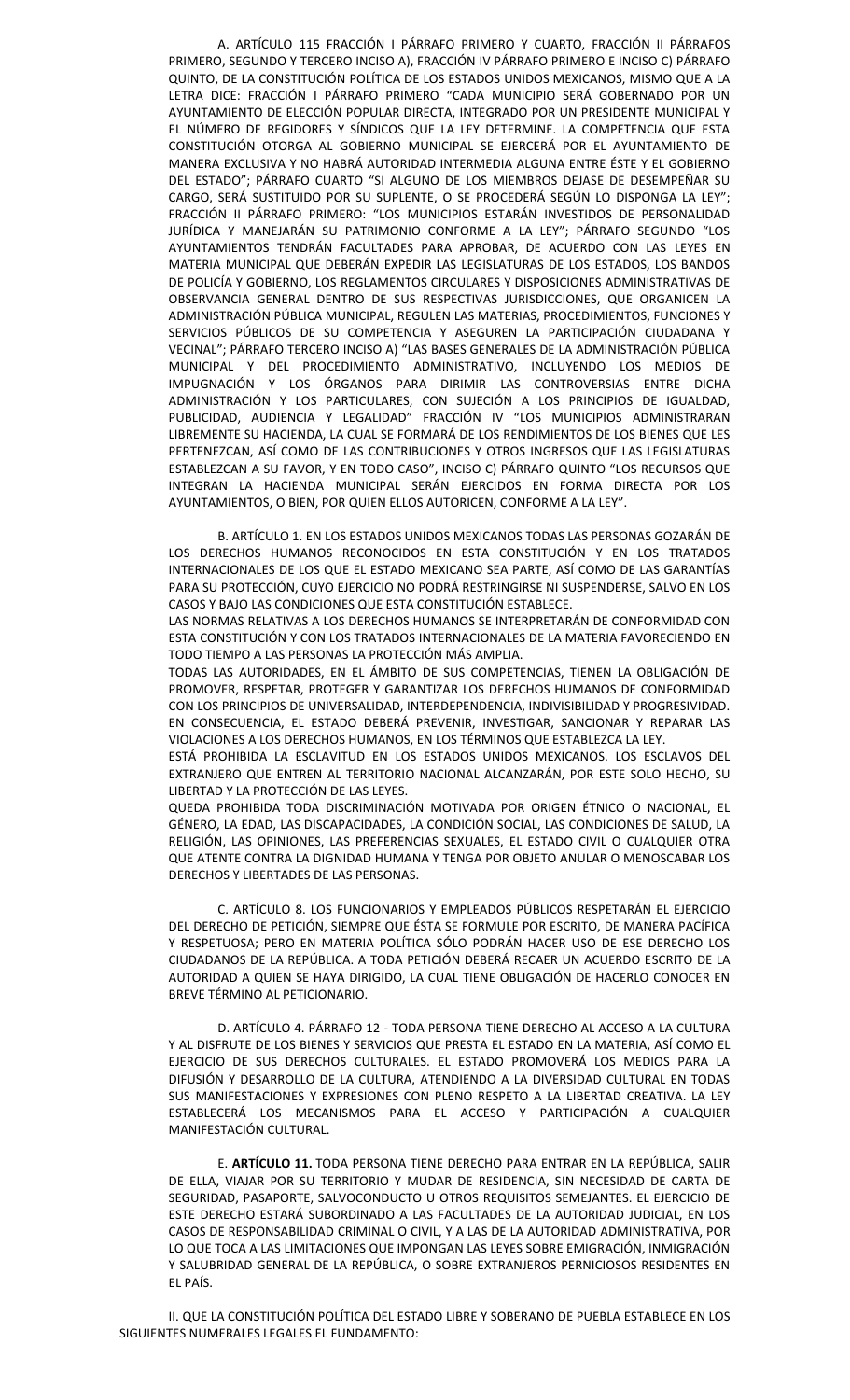A. ARTÍCULO 115 FRACCIÓN I PÁRRAFO PRIMERO Y CUARTO, FRACCIÓN II PÁRRAFOS PRIMERO, SEGUNDO Y TERCERO INCISO A), FRACCIÓN IV PÁRRAFO PRIMERO E INCISO C) PÁRRAFO QUINTO, DE LA CONSTITUCIÓN POLÍTICA DE LOS ESTADOS UNIDOS MEXICANOS, MISMO QUE A LA LETRA DICE: FRACCIÓN I PÁRRAFO PRIMERO "CADA MUNICIPIO SERÁ GOBERNADO POR UN AYUNTAMIENTO DE ELECCIÓN POPULAR DIRECTA, INTEGRADO POR UN PRESIDENTE MUNICIPAL Y EL NÚMERO DE REGIDORES Y SÍNDICOS QUE LA LEY DETERMINE. LA COMPETENCIA QUE ESTA CONSTITUCIÓN OTORGA AL GOBIERNO MUNICIPAL SE EJERCERÁ POR EL AYUNTAMIENTO DE MANERA EXCLUSIVA Y NO HABRÁ AUTORIDAD INTERMEDIA ALGUNA ENTRE ÉSTE Y EL GOBIERNO DEL ESTADO"; PÁRRAFO CUARTO "SI ALGUNO DE LOS MIEMBROS DEJASE DE DESEMPEÑAR SU CARGO, SERÁ SUSTITUIDO POR SU SUPLENTE, O SE PROCEDERÁ SEGÚN LO DISPONGA LA LEY"; FRACCIÓN II PÁRRAFO PRIMERO: "LOS MUNICIPIOS ESTARÁN INVESTIDOS DE PERSONALIDAD JURÍDICA Y MANEJARÁN SU PATRIMONIO CONFORME A LA LEY"; PÁRRAFO SEGUNDO "LOS AYUNTAMIENTOS TENDRÁN FACULTADES PARA APROBAR, DE ACUERDO CON LAS LEYES EN MATERIA MUNICIPAL QUE DEBERÁN EXPEDIR LAS LEGISLATURAS DE LOS ESTADOS, LOS BANDOS DE POLICÍA Y GOBIERNO, LOS REGLAMENTOS CIRCULARES Y DISPOSICIONES ADMINISTRATIVAS DE OBSERVANCIA GENERAL DENTRO DE SUS RESPECTIVAS JURISDICCIONES, QUE ORGANICEN LA ADMINISTRACIÓN PÚBLICA MUNICIPAL, REGULEN LAS MATERIAS, PROCEDIMIENTOS, FUNCIONES Y SERVICIOS PÚBLICOS DE SU COMPETENCIA Y ASEGUREN LA PARTICIPACIÓN CIUDADANA Y VECINAL"; PÁRRAFO TERCERO INCISO A) "LAS BASES GENERALES DE LA ADMINISTRACIÓN PÚBLICA MUNICIPAL Y DEL PROCEDIMIENTO ADMINISTRATIVO, INCLUYENDO LOS MEDIOS DE IMPUGNACIÓN Y LOS ÓRGANOS PARA DIRIMIR LAS CONTROVERSIAS ENTRE DICHA ADMINISTRACIÓN Y LOS PARTICULARES, CON SUJECIÓN A LOS PRINCIPIOS DE IGUALDAD, PUBLICIDAD, AUDIENCIA Y LEGALIDAD" FRACCIÓN IV "LOS MUNICIPIOS ADMINISTRARAN LIBREMENTE SU HACIENDA, LA CUAL SE FORMARÁ DE LOS RENDIMIENTOS DE LOS BIENES QUE LES PERTENEZCAN, ASÍ COMO DE LAS CONTRIBUCIONES Y OTROS INGRESOS QUE LAS LEGISLATURAS ESTABLEZCAN A SU FAVOR, Y EN TODO CASO", INCISO C) PÁRRAFO QUINTO "LOS RECURSOS QUE INTEGRAN LA HACIENDA MUNICIPAL SERÁN EJERCIDOS EN FORMA DIRECTA POR LOS AYUNTAMIENTOS, O BIEN, POR QUIEN ELLOS AUTORICEN, CONFORME A LA LEY".

B. ARTÍCULO 1. EN LOS ESTADOS UNIDOS MEXICANOS TODAS LAS PERSONAS GOZARÁN DE LOS DERECHOS HUMANOS RECONOCIDOS EN ESTA CONSTITUCIÓN Y EN LOS TRATADOS INTERNACIONALES DE LOS QUE EL ESTADO MEXICANO SEA PARTE, ASÍ COMO DE LAS GARANTÍAS PARA SU PROTECCIÓN, CUYO EJERCICIO NO PODRÁ RESTRINGIRSE NI SUSPENDERSE, SALVO EN LOS CASOS Y BAJO LAS CONDICIONES QUE ESTA CONSTITUCIÓN ESTABLECE.

LAS NORMAS RELATIVAS A LOS DERECHOS HUMANOS SE INTERPRETARÁN DE CONFORMIDAD CON ESTA CONSTITUCIÓN Y CON LOS TRATADOS INTERNACIONALES DE LA MATERIA FAVORECIENDO EN TODO TIEMPO A LAS PERSONAS LA PROTECCIÓN MÁS AMPLIA.

TODAS LAS AUTORIDADES, EN EL ÁMBITO DE SUS COMPETENCIAS, TIENEN LA OBLIGACIÓN DE PROMOVER, RESPETAR, PROTEGER Y GARANTIZAR LOS DERECHOS HUMANOS DE CONFORMIDAD CON LOS PRINCIPIOS DE UNIVERSALIDAD, INTERDEPENDENCIA, INDIVISIBILIDAD Y PROGRESIVIDAD. EN CONSECUENCIA, EL ESTADO DEBERÁ PREVENIR, INVESTIGAR, SANCIONAR Y REPARAR LAS VIOLACIONES A LOS DERECHOS HUMANOS, EN LOS TÉRMINOS QUE ESTABLEZCA LA LEY.

ESTÁ PROHIBIDA LA ESCLAVITUD EN LOS ESTADOS UNIDOS MEXICANOS. LOS ESCLAVOS DEL EXTRANJERO QUE ENTREN AL TERRITORIO NACIONAL ALCANZARÁN, POR ESTE SOLO HECHO, SU LIBERTAD Y LA PROTECCIÓN DE LAS LEYES.

QUEDA PROHIBIDA TODA DISCRIMINACIÓN MOTIVADA POR ORIGEN ÉTNICO O NACIONAL, EL GÉNERO, LA EDAD, LAS DISCAPACIDADES, LA CONDICIÓN SOCIAL, LAS CONDICIONES DE SALUD, LA RELIGIÓN, LAS OPINIONES, LAS PREFERENCIAS SEXUALES, EL ESTADO CIVIL O CUALQUIER OTRA QUE ATENTE CONTRA LA DIGNIDAD HUMANA Y TENGA POR OBJETO ANULAR O MENOSCABAR LOS DERECHOS Y LIBERTADES DE LAS PERSONAS.

C. ARTÍCULO 8. LOS FUNCIONARIOS Y EMPLEADOS PÚBLICOS RESPETARÁN EL EJERCICIO DEL DERECHO DE PETICIÓN, SIEMPRE QUE ÉSTA SE FORMULE POR ESCRITO, DE MANERA PACÍFICA Y RESPETUOSA; PERO EN MATERIA POLÍTICA SÓLO PODRÁN HACER USO DE ESE DERECHO LOS CIUDADANOS DE LA REPÚBLICA. A TODA PETICIÓN DEBERÁ RECAER UN ACUERDO ESCRITO DE LA AUTORIDAD A QUIEN SE HAYA DIRIGIDO, LA CUAL TIENE OBLIGACIÓN DE HACERLO CONOCER EN BREVE TÉRMINO AL PETICIONARIO.

D. ARTÍCULO 4. PÁRRAFO 12 - TODA PERSONA TIENE DERECHO AL ACCESO A LA CULTURA Y AL DISFRUTE DE LOS BIENES Y SERVICIOS QUE PRESTA EL ESTADO EN LA MATERIA, ASÍ COMO EL EJERCICIO DE SUS DERECHOS CULTURALES. EL ESTADO PROMOVERÁ LOS MEDIOS PARA LA DIFUSIÓN Y DESARROLLO DE LA CULTURA, ATENDIENDO A LA DIVERSIDAD CULTURAL EN TODAS SUS MANIFESTACIONES Y EXPRESIONES CON PLENO RESPETO A LA LIBERTAD CREATIVA. LA LEY ESTABLECERÁ LOS MECANISMOS PARA EL ACCESO Y PARTICIPACIÓN A CUALQUIER MANIFESTACIÓN CULTURAL.

E. **ARTÍCULO 11.** TODA PERSONA TIENE DERECHO PARA ENTRAR EN LA REPÚBLICA, SALIR DE ELLA, VIAJAR POR SU TERRITORIO Y MUDAR DE RESIDENCIA, SIN NECESIDAD DE CARTA DE SEGURIDAD, PASAPORTE, SALVOCONDUCTO U OTROS REQUISITOS SEMEJANTES. EL EJERCICIO DE ESTE DERECHO ESTARÁ SUBORDINADO A LAS FACULTADES DE LA AUTORIDAD JUDICIAL, EN LOS CASOS DE RESPONSABILIDAD CRIMINAL O CIVIL, Y A LAS DE LA AUTORIDAD ADMINISTRATIVA, POR LO QUE TOCA A LAS LIMITACIONES QUE IMPONGAN LAS LEYES SOBRE EMIGRACIÓN, INMIGRACIÓN Y SALUBRIDAD GENERAL DE LA REPÚBLICA, O SOBRE EXTRANJEROS PERNICIOSOS RESIDENTES EN EL PAÍS.

II. QUE LA CONSTITUCIÓN POLÍTICA DEL ESTADO LIBRE Y SOBERANO DE PUEBLA ESTABLECE EN LOS SIGUIENTES NUMERALES LEGALES EL FUNDAMENTO: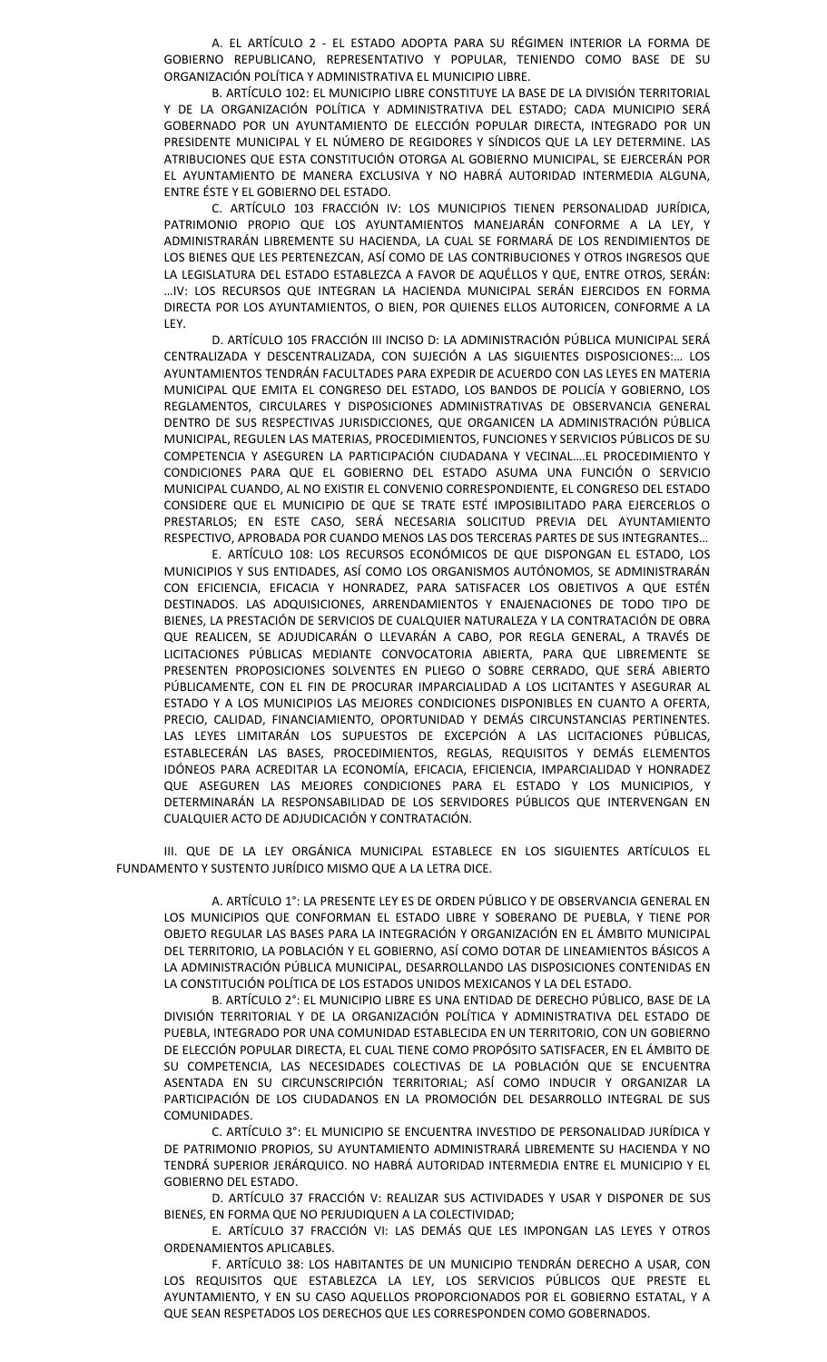A. EL ARTÍCULO 2 - EL ESTADO ADOPTA PARA SU RÉGIMEN INTERIOR LA FORMA DE GOBIERNO REPUBLICANO, REPRESENTATIVO Y POPULAR, TENIENDO COMO BASE DE SU ORGANIZACIÓN POLÍTICA Y ADMINISTRATIVA EL MUNICIPIO LIBRE.

B. ARTÍCULO 102: EL MUNICIPIO LIBRE CONSTITUYE LA BASE DE LA DIVISIÓN TERRITORIAL Y DE LA ORGANIZACIÓN POLÍTICA Y ADMINISTRATIVA DEL ESTADO; CADA MUNICIPIO SERÁ GOBERNADO POR UN AYUNTAMIENTO DE ELECCIÓN POPULAR DIRECTA, INTEGRADO POR UN PRESIDENTE MUNICIPAL Y EL NÚMERO DE REGIDORES Y SÍNDICOS QUE LA LEY DETERMINE. LAS ATRIBUCIONES QUE ESTA CONSTITUCIÓN OTORGA AL GOBIERNO MUNICIPAL, SE EJERCERÁN POR EL AYUNTAMIENTO DE MANERA EXCLUSIVA Y NO HABRÁ AUTORIDAD INTERMEDIA ALGUNA, ENTRE ÉSTE Y EL GOBIERNO DEL ESTADO.

C. ARTÍCULO 103 FRACCIÓN IV: LOS MUNICIPIOS TIENEN PERSONALIDAD JURÍDICA, PATRIMONIO PROPIO QUE LOS AYUNTAMIENTOS MANEJARÁN CONFORME A LA LEY, Y ADMINISTRARÁN LIBREMENTE SU HACIENDA, LA CUAL SE FORMARÁ DE LOS RENDIMIENTOS DE LOS BIENES QUE LES PERTENEZCAN, ASÍ COMO DE LAS CONTRIBUCIONES Y OTROS INGRESOS QUE LA LEGISLATURA DEL ESTADO ESTABLEZCA A FAVOR DE AQUÉLLOS Y QUE, ENTRE OTROS, SERÁN: …IV: LOS RECURSOS QUE INTEGRAN LA HACIENDA MUNICIPAL SERÁN EJERCIDOS EN FORMA DIRECTA POR LOS AYUNTAMIENTOS, O BIEN, POR QUIENES ELLOS AUTORICEN, CONFORME A LA LEY.

D. ARTÍCULO 105 FRACCIÓN III INCISO D: LA ADMINISTRACIÓN PÚBLICA MUNICIPAL SERÁ CENTRALIZADA Y DESCENTRALIZADA, CON SUJECIÓN A LAS SIGUIENTES DISPOSICIONES:… LOS AYUNTAMIENTOS TENDRÁN FACULTADES PARA EXPEDIR DE ACUERDO CON LAS LEYES EN MATERIA MUNICIPAL QUE EMITA EL CONGRESO DEL ESTADO, LOS BANDOS DE POLICÍA Y GOBIERNO, LOS REGLAMENTOS, CIRCULARES Y DISPOSICIONES ADMINISTRATIVAS DE OBSERVANCIA GENERAL DENTRO DE SUS RESPECTIVAS JURISDICCIONES, QUE ORGANICEN LA ADMINISTRACIÓN PÚBLICA MUNICIPAL, REGULEN LAS MATERIAS, PROCEDIMIENTOS, FUNCIONES Y SERVICIOS PÚBLICOS DE SU COMPETENCIA Y ASEGUREN LA PARTICIPACIÓN CIUDADANA Y VECINAL….EL PROCEDIMIENTO Y CONDICIONES PARA QUE EL GOBIERNO DEL ESTADO ASUMA UNA FUNCIÓN O SERVICIO MUNICIPAL CUANDO, AL NO EXISTIR EL CONVENIO CORRESPONDIENTE, EL CONGRESO DEL ESTADO CONSIDERE QUE EL MUNICIPIO DE QUE SE TRATE ESTÉ IMPOSIBILITADO PARA EJERCERLOS O PRESTARLOS; EN ESTE CASO, SERÁ NECESARIA SOLICITUD PREVIA DEL AYUNTAMIENTO RESPECTIVO, APROBADA POR CUANDO MENOS LAS DOS TERCERAS PARTES DE SUS INTEGRANTES…

E. ARTÍCULO 108: LOS RECURSOS ECONÓMICOS DE QUE DISPONGAN EL ESTADO, LOS MUNICIPIOS Y SUS ENTIDADES, ASÍ COMO LOS ORGANISMOS AUTÓNOMOS, SE ADMINISTRARÁN CON EFICIENCIA, EFICACIA Y HONRADEZ, PARA SATISFACER LOS OBJETIVOS A QUE ESTÉN DESTINADOS. LAS ADQUISICIONES, ARRENDAMIENTOS Y ENAJENACIONES DE TODO TIPO DE BIENES, LA PRESTACIÓN DE SERVICIOS DE CUALQUIER NATURALEZA Y LA CONTRATACIÓN DE OBRA QUE REALICEN, SE ADJUDICARÁN O LLEVARÁN A CABO, POR REGLA GENERAL, A TRAVÉS DE LICITACIONES PÚBLICAS MEDIANTE CONVOCATORIA ABIERTA, PARA QUE LIBREMENTE SE PRESENTEN PROPOSICIONES SOLVENTES EN PLIEGO O SOBRE CERRADO, QUE SERÁ ABIERTO PÚBLICAMENTE, CON EL FIN DE PROCURAR IMPARCIALIDAD A LOS LICITANTES Y ASEGURAR AL ESTADO Y A LOS MUNICIPIOS LAS MEJORES CONDICIONES DISPONIBLES EN CUANTO A OFERTA, PRECIO, CALIDAD, FINANCIAMIENTO, OPORTUNIDAD Y DEMÁS CIRCUNSTANCIAS PERTINENTES. LAS LEYES LIMITARÁN LOS SUPUESTOS DE EXCEPCIÓN A LAS LICITACIONES PÚBLICAS, ESTABLECERÁN LAS BASES, PROCEDIMIENTOS, REGLAS, REQUISITOS Y DEMÁS ELEMENTOS IDÓNEOS PARA ACREDITAR LA ECONOMÍA, EFICACIA, EFICIENCIA, IMPARCIALIDAD Y HONRADEZ QUE ASEGUREN LAS MEJORES CONDICIONES PARA EL ESTADO Y LOS MUNICIPIOS, Y DETERMINARÁN LA RESPONSABILIDAD DE LOS SERVIDORES PÚBLICOS QUE INTERVENGAN EN CUALQUIER ACTO DE ADJUDICACIÓN Y CONTRATACIÓN.

III. QUE DE LA LEY ORGÁNICA MUNICIPAL ESTABLECE EN LOS SIGUIENTES ARTÍCULOS EL FUNDAMENTO Y SUSTENTO JURÍDICO MISMO QUE A LA LETRA DICE.

A. ARTÍCULO 1°: LA PRESENTE LEY ES DE ORDEN PÚBLICO Y DE OBSERVANCIA GENERAL EN LOS MUNICIPIOS QUE CONFORMAN EL ESTADO LIBRE Y SOBERANO DE PUEBLA, Y TIENE POR OBJETO REGULAR LAS BASES PARA LA INTEGRACIÓN Y ORGANIZACIÓN EN EL ÁMBITO MUNICIPAL DEL TERRITORIO, LA POBLACIÓN Y EL GOBIERNO, ASÍ COMO DOTAR DE LINEAMIENTOS BÁSICOS A LA ADMINISTRACIÓN PÚBLICA MUNICIPAL, DESARROLLANDO LAS DISPOSICIONES CONTENIDAS EN LA CONSTITUCIÓN POLÍTICA DE LOS ESTADOS UNIDOS MEXICANOS Y LA DEL ESTADO.

B. ARTÍCULO 2°: EL MUNICIPIO LIBRE ES UNA ENTIDAD DE DERECHO PÚBLICO, BASE DE LA DIVISIÓN TERRITORIAL Y DE LA ORGANIZACIÓN POLÍTICA Y ADMINISTRATIVA DEL ESTADO DE PUEBLA, INTEGRADO POR UNA COMUNIDAD ESTABLECIDA EN UN TERRITORIO, CON UN GOBIERNO DE ELECCIÓN POPULAR DIRECTA, EL CUAL TIENE COMO PROPÓSITO SATISFACER, EN EL ÁMBITO DE SU COMPETENCIA, LAS NECESIDADES COLECTIVAS DE LA POBLACIÓN QUE SE ENCUENTRA ASENTADA EN SU CIRCUNSCRIPCIÓN TERRITORIAL; ASÍ COMO INDUCIR Y ORGANIZAR LA PARTICIPACIÓN DE LOS CIUDADANOS EN LA PROMOCIÓN DEL DESARROLLO INTEGRAL DE SUS COMUNIDADES.

C. ARTÍCULO 3°: EL MUNICIPIO SE ENCUENTRA INVESTIDO DE PERSONALIDAD JURÍDICA Y DE PATRIMONIO PROPIOS, SU AYUNTAMIENTO ADMINISTRARÁ LIBREMENTE SU HACIENDA Y NO TENDRÁ SUPERIOR JERÁRQUICO. NO HABRÁ AUTORIDAD INTERMEDIA ENTRE EL MUNICIPIO Y EL GOBIERNO DEL ESTADO.

D. ARTÍCULO 37 FRACCIÓN V: REALIZAR SUS ACTIVIDADES Y USAR Y DISPONER DE SUS BIENES, EN FORMA QUE NO PERJUDIQUEN A LA COLECTIVIDAD;

E. ARTÍCULO 37 FRACCIÓN VI: LAS DEMÁS QUE LES IMPONGAN LAS LEYES Y OTROS ORDENAMIENTOS APLICABLES.

F. ARTÍCULO 38: LOS HABITANTES DE UN MUNICIPIO TENDRÁN DERECHO A USAR, CON LOS REQUISITOS QUE ESTABLEZCA LA LEY, LOS SERVICIOS PÚBLICOS QUE PRESTE EL AYUNTAMIENTO, Y EN SU CASO AQUELLOS PROPORCIONADOS POR EL GOBIERNO ESTATAL, Y A QUE SEAN RESPETADOS LOS DERECHOS QUE LES CORRESPONDEN COMO GOBERNADOS.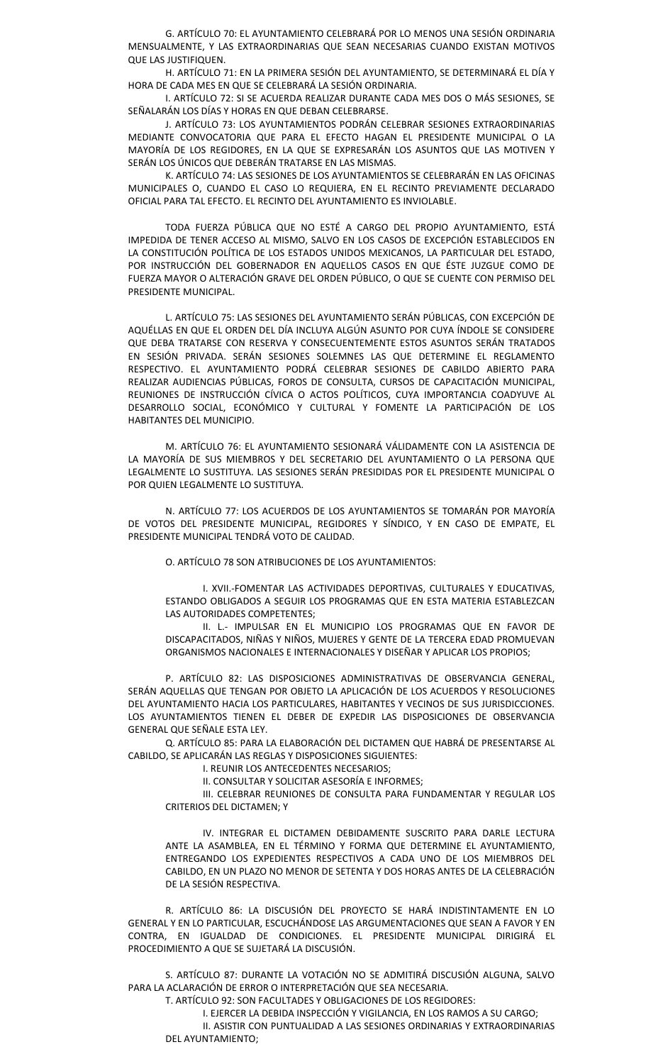G. ARTÍCULO 70: EL AYUNTAMIENTO CELEBRARÁ POR LO MENOS UNA SESIÓN ORDINARIA MENSUALMENTE, Y LAS EXTRAORDINARIAS QUE SEAN NECESARIAS CUANDO EXISTAN MOTIVOS QUE LAS JUSTIFIQUEN.

H. ARTÍCULO 71: EN LA PRIMERA SESIÓN DEL AYUNTAMIENTO, SE DETERMINARÁ EL DÍA Y HORA DE CADA MES EN QUE SE CELEBRARÁ LA SESIÓN ORDINARIA.

I. ARTÍCULO 72: SI SE ACUERDA REALIZAR DURANTE CADA MES DOS O MÁS SESIONES, SE SEÑALARÁN LOS DÍAS Y HORAS EN QUE DEBAN CELEBRARSE.

J. ARTÍCULO 73: LOS AYUNTAMIENTOS PODRÁN CELEBRAR SESIONES EXTRAORDINARIAS MEDIANTE CONVOCATORIA QUE PARA EL EFECTO HAGAN EL PRESIDENTE MUNICIPAL O LA MAYORÍA DE LOS REGIDORES, EN LA QUE SE EXPRESARÁN LOS ASUNTOS QUE LAS MOTIVEN Y SERÁN LOS ÚNICOS QUE DEBERÁN TRATARSE EN LAS MISMAS.

K. ARTÍCULO 74: LAS SESIONES DE LOS AYUNTAMIENTOS SE CELEBRARÁN EN LAS OFICINAS MUNICIPALES O, CUANDO EL CASO LO REQUIERA, EN EL RECINTO PREVIAMENTE DECLARADO OFICIAL PARA TAL EFECTO. EL RECINTO DEL AYUNTAMIENTO ES INVIOLABLE.

TODA FUERZA PÚBLICA QUE NO ESTÉ A CARGO DEL PROPIO AYUNTAMIENTO, ESTÁ IMPEDIDA DE TENER ACCESO AL MISMO, SALVO EN LOS CASOS DE EXCEPCIÓN ESTABLECIDOS EN LA CONSTITUCIÓN POLÍTICA DE LOS ESTADOS UNIDOS MEXICANOS, LA PARTICULAR DEL ESTADO, POR INSTRUCCIÓN DEL GOBERNADOR EN AQUELLOS CASOS EN QUE ÉSTE JUZGUE COMO DE FUERZA MAYOR O ALTERACIÓN GRAVE DEL ORDEN PÚBLICO, O QUE SE CUENTE CON PERMISO DEL PRESIDENTE MUNICIPAL.

L. ARTÍCULO 75: LAS SESIONES DEL AYUNTAMIENTO SERÁN PÚBLICAS, CON EXCEPCIÓN DE AQUÉLLAS EN QUE EL ORDEN DEL DÍA INCLUYA ALGÚN ASUNTO POR CUYA ÍNDOLE SE CONSIDERE QUE DEBA TRATARSE CON RESERVA Y CONSECUENTEMENTE ESTOS ASUNTOS SERÁN TRATADOS EN SESIÓN PRIVADA. SERÁN SESIONES SOLEMNES LAS QUE DETERMINE EL REGLAMENTO RESPECTIVO. EL AYUNTAMIENTO PODRÁ CELEBRAR SESIONES DE CABILDO ABIERTO PARA REALIZAR AUDIENCIAS PÚBLICAS, FOROS DE CONSULTA, CURSOS DE CAPACITACIÓN MUNICIPAL, REUNIONES DE INSTRUCCIÓN CÍVICA O ACTOS POLÍTICOS, CUYA IMPORTANCIA COADYUVE AL DESARROLLO SOCIAL, ECONÓMICO Y CULTURAL Y FOMENTE LA PARTICIPACIÓN DE LOS HABITANTES DEL MUNICIPIO.

M. ARTÍCULO 76: EL AYUNTAMIENTO SESIONARÁ VÁLIDAMENTE CON LA ASISTENCIA DE LA MAYORÍA DE SUS MIEMBROS Y DEL SECRETARIO DEL AYUNTAMIENTO O LA PERSONA QUE LEGALMENTE LO SUSTITUYA. LAS SESIONES SERÁN PRESIDIDAS POR EL PRESIDENTE MUNICIPAL O POR QUIEN LEGALMENTE LO SUSTITUYA.

N. ARTÍCULO 77: LOS ACUERDOS DE LOS AYUNTAMIENTOS SE TOMARÁN POR MAYORÍA DE VOTOS DEL PRESIDENTE MUNICIPAL, REGIDORES Y SÍNDICO, Y EN CASO DE EMPATE, EL PRESIDENTE MUNICIPAL TENDRÁ VOTO DE CALIDAD.

O. ARTÍCULO 78 SON ATRIBUCIONES DE LOS AYUNTAMIENTOS:

I. XVII.-FOMENTAR LAS ACTIVIDADES DEPORTIVAS, CULTURALES Y EDUCATIVAS, ESTANDO OBLIGADOS A SEGUIR LOS PROGRAMAS QUE EN ESTA MATERIA ESTABLEZCAN LAS AUTORIDADES COMPETENTES;

II. L.- IMPULSAR EN EL MUNICIPIO LOS PROGRAMAS QUE EN FAVOR DE DISCAPACITADOS, NIÑAS Y NIÑOS, MUJERES Y GENTE DE LA TERCERA EDAD PROMUEVAN ORGANISMOS NACIONALES E INTERNACIONALES Y DISEÑAR Y APLICAR LOS PROPIOS;

P. ARTÍCULO 82: LAS DISPOSICIONES ADMINISTRATIVAS DE OBSERVANCIA GENERAL, SERÁN AQUELLAS QUE TENGAN POR OBJETO LA APLICACIÓN DE LOS ACUERDOS Y RESOLUCIONES DEL AYUNTAMIENTO HACIA LOS PARTICULARES, HABITANTES Y VECINOS DE SUS JURISDICCIONES. LOS AYUNTAMIENTOS TIENEN EL DEBER DE EXPEDIR LAS DISPOSICIONES DE OBSERVANCIA GENERAL QUE SEÑALE ESTA LEY.

Q. ARTÍCULO 85: PARA LA ELABORACIÓN DEL DICTAMEN QUE HABRÁ DE PRESENTARSE AL CABILDO, SE APLICARÁN LAS REGLAS Y DISPOSICIONES SIGUIENTES:

I. REUNIR LOS ANTECEDENTES NECESARIOS;

II. CONSULTAR Y SOLICITAR ASESORÍA E INFORMES;

III. CELEBRAR REUNIONES DE CONSULTA PARA FUNDAMENTAR Y REGULAR LOS CRITERIOS DEL DICTAMEN; Y

IV. INTEGRAR EL DICTAMEN DEBIDAMENTE SUSCRITO PARA DARLE LECTURA ANTE LA ASAMBLEA, EN EL TÉRMINO Y FORMA QUE DETERMINE EL AYUNTAMIENTO, ENTREGANDO LOS EXPEDIENTES RESPECTIVOS A CADA UNO DE LOS MIEMBROS DEL CABILDO, EN UN PLAZO NO MENOR DE SETENTA Y DOS HORAS ANTES DE LA CELEBRACIÓN DE LA SESIÓN RESPECTIVA.

R. ARTÍCULO 86: LA DISCUSIÓN DEL PROYECTO SE HARÁ INDISTINTAMENTE EN LO GENERAL Y EN LO PARTICULAR, ESCUCHÁNDOSE LAS ARGUMENTACIONES QUE SEAN A FAVOR Y EN CONTRA, EN IGUALDAD DE CONDICIONES. EL PRESIDENTE MUNICIPAL DIRIGIRÁ EL PROCEDIMIENTO A QUE SE SUJETARÁ LA DISCUSIÓN.

S. ARTÍCULO 87: DURANTE LA VOTACIÓN NO SE ADMITIRÁ DISCUSIÓN ALGUNA, SALVO PARA LA ACLARACIÓN DE ERROR O INTERPRETACIÓN QUE SEA NECESARIA.

T. ARTÍCULO 92: SON FACULTADES Y OBLIGACIONES DE LOS REGIDORES:

I. EJERCER LA DEBIDA INSPECCIÓN Y VIGILANCIA, EN LOS RAMOS A SU CARGO;

II. ASISTIR CON PUNTUALIDAD A LAS SESIONES ORDINARIAS Y EXTRAORDINARIAS DEL AYUNTAMIENTO;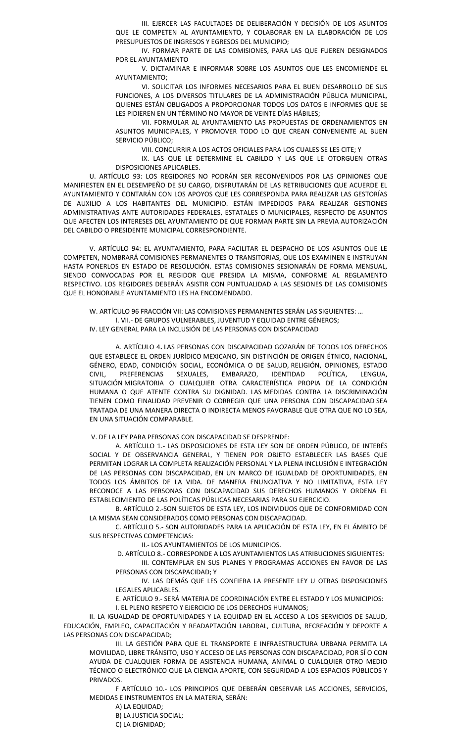III. EJERCER LAS FACULTADES DE DELIBERACIÓN Y DECISIÓN DE LOS ASUNTOS QUE LE COMPETEN AL AYUNTAMIENTO, Y COLABORAR EN LA ELABORACIÓN DE LOS PRESUPUESTOS DE INGRESOS Y EGRESOS DEL MUNICIPIO;

IV. FORMAR PARTE DE LAS COMISIONES, PARA LAS QUE FUEREN DESIGNADOS POR EL AYUNTAMIENTO

V. DICTAMINAR E INFORMAR SOBRE LOS ASUNTOS QUE LES ENCOMIENDE EL AYUNTAMIENTO;

VI. SOLICITAR LOS INFORMES NECESARIOS PARA EL BUEN DESARROLLO DE SUS FUNCIONES, A LOS DIVERSOS TITULARES DE LA ADMINISTRACIÓN PÚBLICA MUNICIPAL, QUIENES ESTÁN OBLIGADOS A PROPORCIONAR TODOS LOS DATOS E INFORMES QUE SE LES PIDIEREN EN UN TÉRMINO NO MAYOR DE VEINTE DÍAS HÁBILES;

VII. FORMULAR AL AYUNTAMIENTO LAS PROPUESTAS DE ORDENAMIENTOS EN ASUNTOS MUNICIPALES, Y PROMOVER TODO LO QUE CREAN CONVENIENTE AL BUEN SERVICIO PÚBLICO;

VIII. CONCURRIR A LOS ACTOS OFICIALES PARA LOS CUALES SE LES CITE; Y

IX. LAS QUE LE DETERMINE EL CABILDO Y LAS QUE LE OTORGUEN OTRAS DISPOSICIONES APLICABLES.

U. ARTÍCULO 93: LOS REGIDORES NO PODRÁN SER RECONVENIDOS POR LAS OPINIONES QUE MANIFIESTEN EN EL DESEMPEÑO DE SU CARGO, DISFRUTARÁN DE LAS RETRIBUCIONES QUE ACUERDE EL AYUNTAMIENTO Y CONTARÁN CON LOS APOYOS QUE LES CORRESPONDA PARA REALIZAR LAS GESTORÍAS DE AUXILIO A LOS HABITANTES DEL MUNICIPIO. ESTÁN IMPEDIDOS PARA REALIZAR GESTIONES ADMINISTRATIVAS ANTE AUTORIDADES FEDERALES, ESTATALES O MUNICIPALES, RESPECTO DE ASUNTOS QUE AFECTEN LOS INTERESES DEL AYUNTAMIENTO DE QUE FORMAN PARTE SIN LA PREVIA AUTORIZACIÓN DEL CABILDO O PRESIDENTE MUNICIPAL CORRESPONDIENTE.

V. ARTÍCULO 94: EL AYUNTAMIENTO, PARA FACILITAR EL DESPACHO DE LOS ASUNTOS QUE LE COMPETEN, NOMBRARÁ COMISIONES PERMANENTES O TRANSITORIAS, QUE LOS EXAMINEN E INSTRUYAN HASTA PONERLOS EN ESTADO DE RESOLUCIÓN. ESTAS COMISIONES SESIONARÁN DE FORMA MENSUAL, SIENDO CONVOCADAS POR EL REGIDOR QUE PRESIDA LA MISMA, CONFORME AL REGLAMENTO RESPECTIVO. LOS REGIDORES DEBERÁN ASISTIR CON PUNTUALIDAD A LAS SESIONES DE LAS COMISIONES QUE EL HONORABLE AYUNTAMIENTO LES HA ENCOMENDADO.

W. ARTÍCULO 96 FRACCIÓN VII: LAS COMISIONES PERMANENTES SERÁN LAS SIGUIENTES: …

I. VII.- DE GRUPOS VULNERABLES, JUVENTUD Y EQUIDAD ENTRE GÉNEROS;

IV. LEY GENERAL PARA LA INCLUSIÓN DE LAS PERSONAS CON DISCAPACIDAD

A. ARTÍCULO 4**.** LAS PERSONAS CON DISCAPACIDAD GOZARÁN DE TODOS LOS DERECHOS QUE ESTABLECE EL ORDEN JURÍDICO MEXICANO, SIN DISTINCIÓN DE ORIGEN ÉTNICO, NACIONAL, GÉNERO, EDAD, CONDICIÓN SOCIAL, ECONÓMICA O DE SALUD, RELIGIÓN, OPINIONES, ESTADO CIVIL, PREFERENCIAS SEXUALES, EMBARAZO, IDENTIDAD POLÍTICA, LENGUA, SITUACIÓN MIGRATORIA O CUALQUIER OTRA CARACTERÍSTICA PROPIA DE LA CONDICIÓN HUMANA O QUE ATENTE CONTRA SU DIGNIDAD. LAS MEDIDAS CONTRA LA DISCRIMINACIÓN TIENEN COMO FINALIDAD PREVENIR O CORREGIR QUE UNA PERSONA CON DISCAPACIDAD SEA TRATADA DE UNA MANERA DIRECTA O INDIRECTA MENOS FAVORABLE QUE OTRA QUE NO LO SEA, EN UNA SITUACIÓN COMPARABLE.

V. DE LA LEY PARA PERSONAS CON DISCAPACIDAD SE DESPRENDE:

A. ARTÍCULO 1.- LAS DISPOSICIONES DE ESTA LEY SON DE ORDEN PÚBLICO, DE INTERÉS SOCIAL Y DE OBSERVANCIA GENERAL, Y TIENEN POR OBJETO ESTABLECER LAS BASES QUE PERMITAN LOGRAR LA COMPLETA REALIZACIÓN PERSONAL Y LA PLENA INCLUSIÓN E INTEGRACIÓN DE LAS PERSONAS CON DISCAPACIDAD, EN UN MARCO DE IGUALDAD DE OPORTUNIDADES, EN TODOS LOS ÁMBITOS DE LA VIDA. DE MANERA ENUNCIATIVA Y NO LIMITATIVA, ESTA LEY RECONOCE A LAS PERSONAS CON DISCAPACIDAD SUS DERECHOS HUMANOS Y ORDENA EL ESTABLECIMIENTO DE LAS POLÍTICAS PÚBLICAS NECESARIAS PARA SU EJERCICIO.

B. ARTÍCULO 2.-SON SUJETOS DE ESTA LEY, LOS INDIVIDUOS QUE DE CONFORMIDAD CON LA MISMA SEAN CONSIDERADOS COMO PERSONAS CON DISCAPACIDAD.

C. ARTÍCULO 5.- SON AUTORIDADES PARA LA APLICACIÓN DE ESTA LEY, EN EL ÁMBITO DE SUS RESPECTIVAS COMPETENCIAS:

II.- LOS AYUNTAMIENTOS DE LOS MUNICIPIOS.

D. ARTÍCULO 8.- CORRESPONDE A LOS AYUNTAMIENTOS LAS ATRIBUCIONES SIGUIENTES:

III. CONTEMPLAR EN SUS PLANES Y PROGRAMAS ACCIONES EN FAVOR DE LAS PERSONAS CON DISCAPACIDAD; Y

IV. LAS DEMÁS QUE LES CONFIERA LA PRESENTE LEY U OTRAS DISPOSICIONES LEGALES APLICABLES.

E. ARTÍCULO 9.- SERÁ MATERIA DE COORDINACIÓN ENTRE EL ESTADO Y LOS MUNICIPIOS:

I. EL PLENO RESPETO Y EJERCICIO DE LOS DERECHOS HUMANOS;

II. LA IGUALDAD DE OPORTUNIDADES Y LA EQUIDAD EN EL ACCESO A LOS SERVICIOS DE SALUD, EDUCACIÓN, EMPLEO, CAPACITACIÓN Y READAPTACIÓN LABORAL, CULTURA, RECREACIÓN Y DEPORTE A LAS PERSONAS CON DISCAPACIDAD;

III. LA GESTIÓN PARA QUE EL TRANSPORTE E INFRAESTRUCTURA URBANA PERMITA LA MOVILIDAD, LIBRE TRÁNSITO, USO Y ACCESO DE LAS PERSONAS CON DISCAPACIDAD, POR SÍ O CON AYUDA DE CUALQUIER FORMA DE ASISTENCIA HUMANA, ANIMAL O CUALQUIER OTRO MEDIO TÉCNICO O ELECTRÓNICO QUE LA CIENCIA APORTE, CON SEGURIDAD A LOS ESPACIOS PÚBLICOS Y PRIVADOS.

F ARTÍCULO 10.- LOS PRINCIPIOS QUE DEBERÁN OBSERVAR LAS ACCIONES, SERVICIOS, MEDIDAS E INSTRUMENTOS EN LA MATERIA, SERÁN:

A) LA EQUIDAD;

B) LA JUSTICIA SOCIAL;

C) LA DIGNIDAD;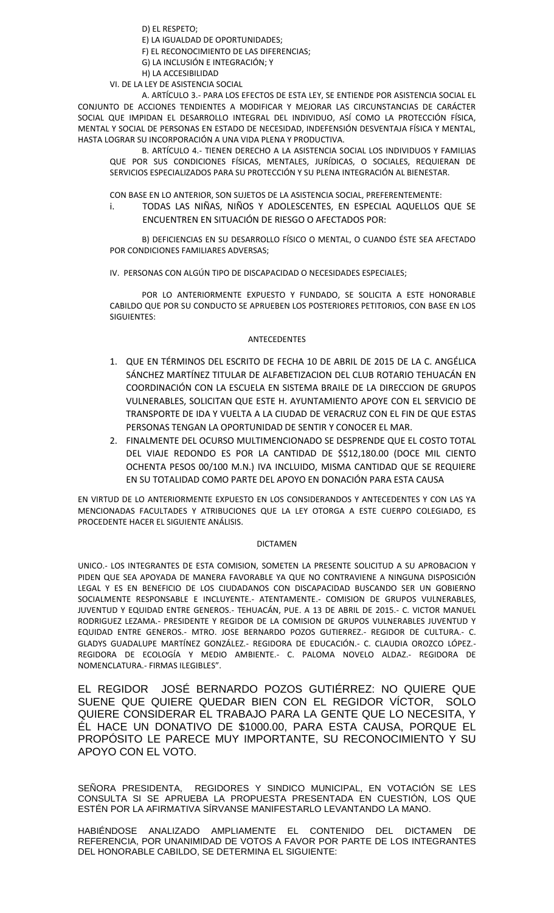D) EL RESPETO;
E) LA IGUALDAD DE OPORTUNIDADES;
F) EL RECONOCIMIENTO DE LAS DIFERENCIAS;
G) LA INCLUSIÓN E INTEGRACIÓN; Y
H) LA ACCESIBILIDAD

VI. DE LA LEY DE ASISTENCIA SOCIAL

A. ARTÍCULO 3.- PARA LOS EFECTOS DE ESTA LEY, SE ENTIENDE POR ASISTENCIA SOCIAL EL CONJUNTO DE ACCIONES TENDIENTES A MODIFICAR Y MEJORAR LAS CIRCUNSTANCIAS DE CARÁCTER SOCIAL QUE IMPIDAN EL DESARROLLO INTEGRAL DEL INDIVIDUO, ASÍ COMO LA PROTECCIÓN FÍSICA, MENTAL Y SOCIAL DE PERSONAS EN ESTADO DE NECESIDAD, INDEFENSIÓN DESVENTAJA FÍSICA Y MENTAL, HASTA LOGRAR SU INCORPORACIÓN A UNA VIDA PLENA Y PRODUCTIVA.

B. ARTÍCULO 4.- TIENEN DERECHO A LA ASISTENCIA SOCIAL LOS INDIVIDUOS Y FAMILIAS QUE POR SUS CONDICIONES FÍSICAS, MENTALES, JURÍDICAS, O SOCIALES, REQUIERAN DE SERVICIOS ESPECIALIZADOS PARA SU PROTECCIÓN Y SU PLENA INTEGRACIÓN AL BIENESTAR.

CON BASE EN LO ANTERIOR, SON SUJETOS DE LA ASISTENCIA SOCIAL, PREFERENTEMENTE:

i. TODAS LAS NIÑAS, NIÑOS Y ADOLESCENTES, EN ESPECIAL AQUELLOS QUE SE ENCUENTREN EN SITUACIÓN DE RIESGO O AFECTADOS POR:

B) DEFICIENCIAS EN SU DESARROLLO FÍSICO O MENTAL, O CUANDO ÉSTE SEA AFECTADO POR CONDICIONES FAMILIARES ADVERSAS;

IV. PERSONAS CON ALGÚN TIPO DE DISCAPACIDAD O NECESIDADES ESPECIALES;

POR LO ANTERIORMENTE EXPUESTO Y FUNDADO, SE SOLICITA A ESTE HONORABLE CABILDO QUE POR SU CONDUCTO SE APRUEBEN LOS POSTERIORES PETITORIOS, CON BASE EN LOS SIGUIENTES:

ANTECEDENTES

1. QUE EN TÉRMINOS DEL ESCRITO DE FECHA 10 DE ABRIL DE 2015 DE LA C. ANGÉLICA SÁNCHEZ MARTÍNEZ TITULAR DE ALFABETIZACION DEL CLUB ROTARIO TEHUACÁN EN COORDINACIÓN CON LA ESCUELA EN SISTEMA BRAILE DE LA DIRECCION DE GRUPOS VULNERABLES, SOLICITAN QUE ESTE H. AYUNTAMIENTO APOYE CON EL SERVICIO DE TRANSPORTE DE IDA Y VUELTA A LA CIUDAD DE VERACRUZ CON EL FIN DE QUE ESTAS PERSONAS TENGAN LA OPORTUNIDAD DE SENTIR Y CONOCER EL MAR.
2. FINALMENTE DEL OCURSO MULTIMENCIONADO SE DESPRENDE QUE EL COSTO TOTAL DEL VIAJE REDONDO ES POR LA CANTIDAD DE $$12,180.00 (DOCE MIL CIENTO OCHENTA PESOS 00/100 M.N.) IVA INCLUIDO, MISMA CANTIDAD QUE SE REQUIERE EN SU TOTALIDAD COMO PARTE DEL APOYO EN DONACIÓN PARA ESTA CAUSA

EN VIRTUD DE LO ANTERIORMENTE EXPUESTO EN LOS CONSIDERANDOS Y ANTECEDENTES Y CON LAS YA MENCIONADAS FACULTADES Y ATRIBUCIONES QUE LA LEY OTORGA A ESTE CUERPO COLEGIADO, ES PROCEDENTE HACER EL SIGUIENTE ANÁLISIS.

DICTAMEN

UNICO.- LOS INTEGRANTES DE ESTA COMISION, SOMETEN LA PRESENTE SOLICITUD A SU APROBACION Y PIDEN QUE SEA APOYADA DE MANERA FAVORABLE YA QUE NO CONTRAVIENE A NINGUNA DISPOSICIÓN LEGAL Y ES EN BENEFICIO DE LOS CIUDADANOS CON DISCAPACIDAD BUSCANDO SER UN GOBIERNO SOCIALMENTE RESPONSABLE E INCLUYENTE.- ATENTAMENTE.- COMISION DE GRUPOS VULNERABLES, JUVENTUD Y EQUIDAD ENTRE GENEROS.- TEHUACÁN, PUE. A 13 DE ABRIL DE 2015.- C. VICTOR MANUEL RODRIGUEZ LEZAMA.- PRESIDENTE Y REGIDOR DE LA COMISION DE GRUPOS VULNERABLES JUVENTUD Y EQUIDAD ENTRE GENEROS.- MTRO. JOSE BERNARDO POZOS GUTIERREZ.- REGIDOR DE CULTURA.- C. GLADYS GUADALUPE MARTÍNEZ GONZÁLEZ.- REGIDORA DE EDUCACIÓN.- C. CLAUDIA OROZCO LÓPEZ.- REGIDORA DE ECOLOGÍA Y MEDIO AMBIENTE.- C. PALOMA NOVELO ALDAZ.- REGIDORA DE NOMENCLATURA.- FIRMAS ILEGIBLES".

EL REGIDOR JOSÉ BERNARDO POZOS GUTIÉRREZ: NO QUIERE QUE SUENE QUE QUIERE QUEDAR BIEN CON EL REGIDOR VÍCTOR, SOLO QUIERE CONSIDERAR EL TRABAJO PARA LA GENTE QUE LO NECESITA, Y ÉL HACE UN DONATIVO DE $1000.00, PARA ESTA CAUSA, PORQUE EL PROPÓSITO LE PARECE MUY IMPORTANTE, SU RECONOCIMIENTO Y SU APOYO CON EL VOTO.

SEÑORA PRESIDENTA, REGIDORES Y SINDICO MUNICIPAL, EN VOTACIÓN SE LES CONSULTA SI SE APRUEBA LA PROPUESTA PRESENTADA EN CUESTIÓN, LOS QUE ESTÉN POR LA AFIRMATIVA SÍRVANSE MANIFESTARLO LEVANTANDO LA MANO.

HABIÉNDOSE ANALIZADO AMPLIAMENTE EL CONTENIDO DEL DICTAMEN DE REFERENCIA, POR UNANIMIDAD DE VOTOS A FAVOR POR PARTE DE LOS INTEGRANTES DEL HONORABLE CABILDO, SE DETERMINA EL SIGUIENTE: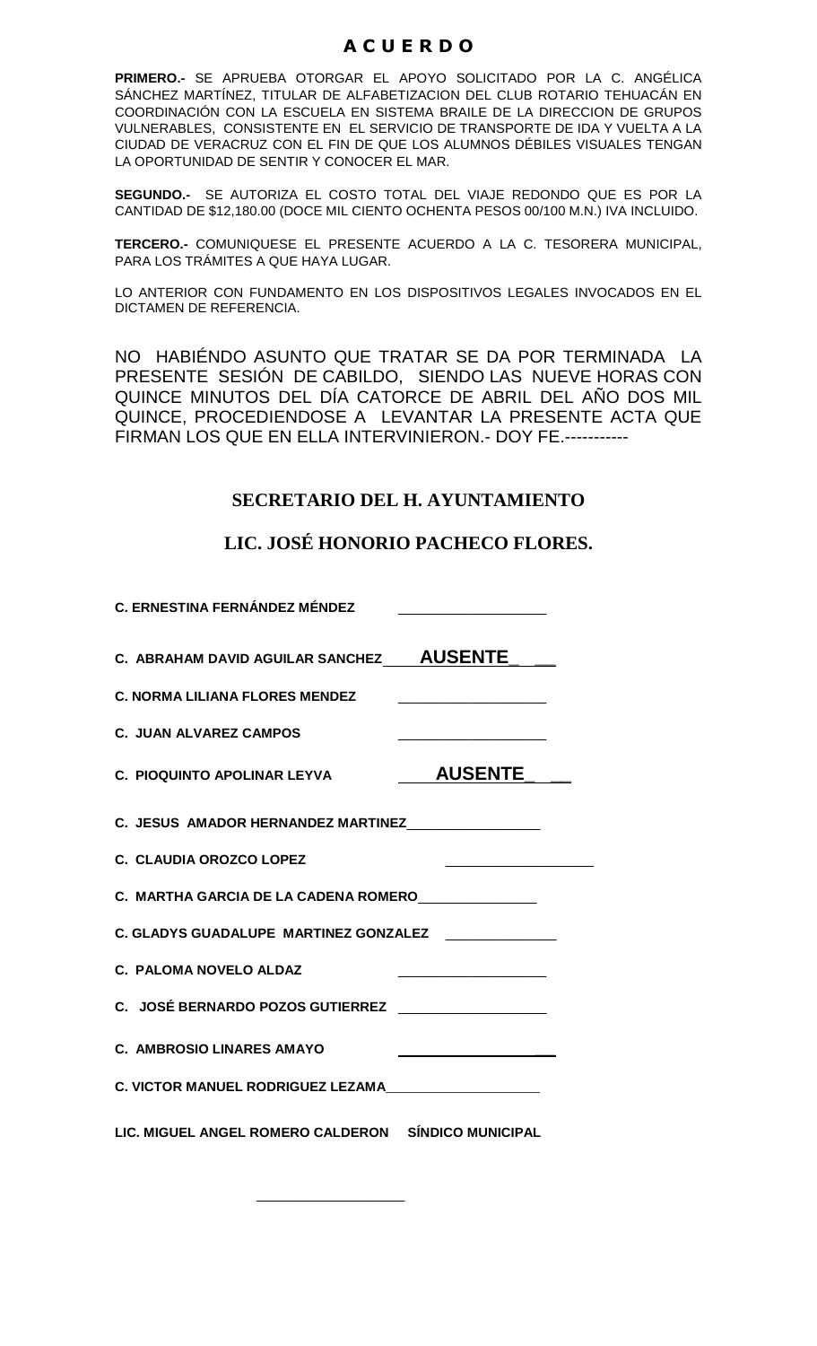# A C U E R D O

**PRIMERO.-** SE APRUEBA OTORGAR EL APOYO SOLICITADO POR LA C. ANGÉLICA SÁNCHEZ MARTÍNEZ, TITULAR DE ALFABETIZACION DEL CLUB ROTARIO TEHUACÁN EN COORDINACIÓN CON LA ESCUELA EN SISTEMA BRAILE DE LA DIRECCION DE GRUPOS VULNERABLES, CONSISTENTE EN EL SERVICIO DE TRANSPORTE DE IDA Y VUELTA A LA CIUDAD DE VERACRUZ CON EL FIN DE QUE LOS ALUMNOS DÉBILES VISUALES TENGAN LA OPORTUNIDAD DE SENTIR Y CONOCER EL MAR.

**SEGUNDO.-** SE AUTORIZA EL COSTO TOTAL DEL VIAJE REDONDO QUE ES POR LA CANTIDAD DE $12,180.00 (DOCE MIL CIENTO OCHENTA PESOS 00/100 M.N.) IVA INCLUIDO.

**TERCERO.-** COMUNIQUESE EL PRESENTE ACUERDO A LA C. TESORERA MUNICIPAL, PARA LOS TRÁMITES A QUE HAYA LUGAR.

LO ANTERIOR CON FUNDAMENTO EN LOS DISPOSITIVOS LEGALES INVOCADOS EN EL DICTAMEN DE REFERENCIA.

NO HABIÉNDO ASUNTO QUE TRATAR SE DA POR TERMINADA LA PRESENTE SESIÓN DE CABILDO, SIENDO LAS NUEVE HORAS CON QUINCE MINUTOS DEL DÍA CATORCE DE ABRIL DEL AÑO DOS MIL QUINCE, PROCEDIENDOSE A LEVANTAR LA PRESENTE ACTA QUE FIRMAN LOS QUE EN ELLA INTERVINIERON.- DOY FE.-----------

**SECRETARIO DEL H. AYUNTAMIENTO**

**LIC. JOSÉ HONORIO PACHECO FLORES.**

**C. ERNESTINA FERNÁNDEZ MÉNDEZ** ____________________

**C. ABRAHAM DAVID AGUILAR SANCHEZ** **AUSENTE**

**C. NORMA LILIANA FLORES MENDEZ** ____________________

**C. JUAN ALVAREZ CAMPOS** ____________________

**C. PIOQUINTO APOLINAR LEYVA** **AUSENTE**

**C. JESUS AMADOR HERNANDEZ MARTINEZ** ____________________

**C. CLAUDIA OROZCO LOPEZ** ____________________

**C. MARTHA GARCIA DE LA CADENA ROMERO** ____________________

**C. GLADYS GUADALUPE MARTINEZ GONZALEZ** ____________________

**C. PALOMA NOVELO ALDAZ** ____________________

**C. JOSÉ BERNARDO POZOS GUTIERREZ** ____________________

**C. AMBROSIO LINARES AMAYO** ____________________

**C. VICTOR MANUEL RODRIGUEZ LEZAMA** ____________________

**LIC. MIGUEL ANGEL ROMERO CALDERON SÍNDICO MUNICIPAL**

____________________